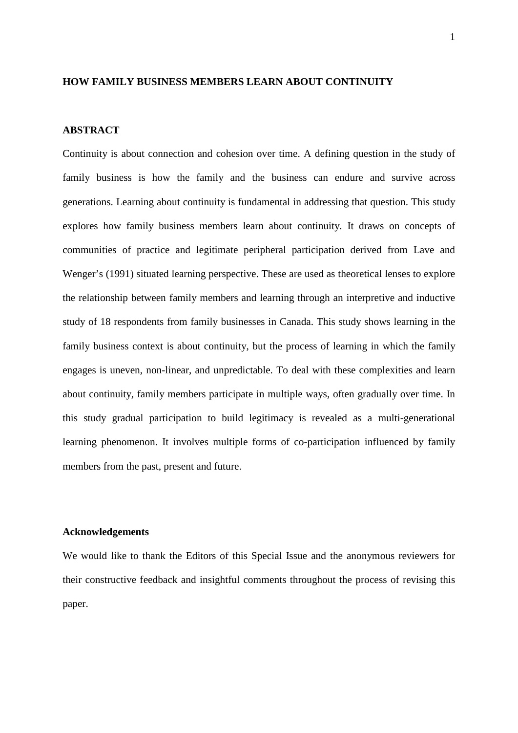# HOW FAMILY BUSINESS MEMBERS LEARN ABOUT CONTINUITY

## ABSTRACT

Continuity is about connection and cohesion over time. A defining question in the study of family business is how the family and the business can endure and survive across generations. Learning about continuity is fundamental in addressing that question. This study explores how family business members learn about continuity. It draws on concepts of communities of practice and legitimate peripheral participation derived from Lave and Wenger's (1991) situated learning perspective. These are used as theoretical lenses to explore the relationship between family members and learning through an interpretive and inductive study of 18 respondents from family businesses in Canada. This study shows learning in the family business context is about continuity, but the process of learning in which the family engages is uneven, non-linear, and unpredictable. To deal with these complexities and learn about continuity, family members participate in multiple ways, often gradually over time. In this study gradual participation to build legitimacy is revealed as a multi-generational learning phenomenon. It involves multiple forms of co-participation influenced by family members from the past, present and future.

## Acknowledgements

We would like to thank the Editors of this Special Issue and the anonymous reviewers for their constructive feedback and insightful comments throughout the process of revising this paper.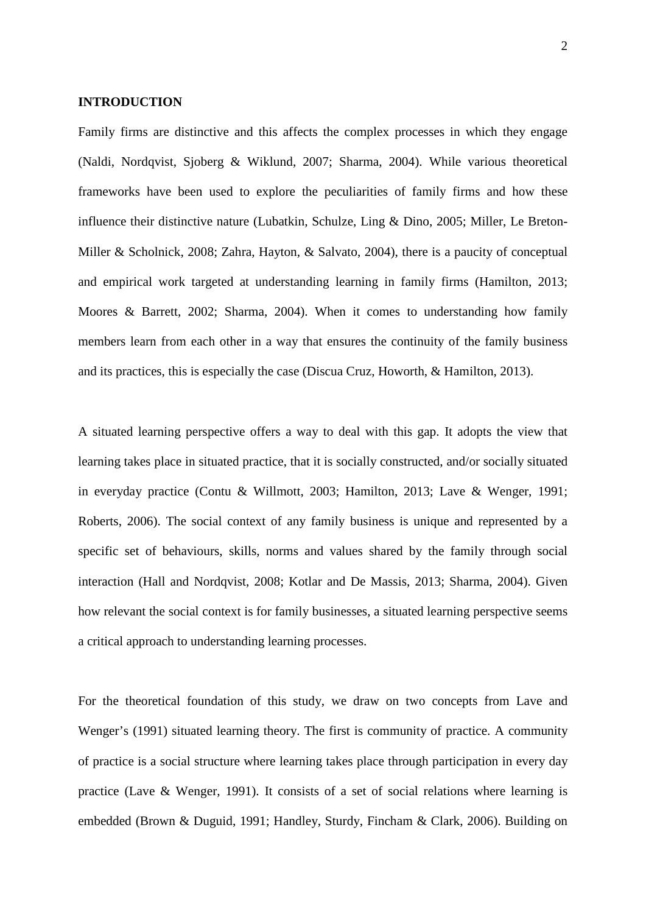## INTRODUCTION

Family firms are distinctive and this affects the complex processes in which they engage (Naldi, Nordqvist, Sjoberg & Wiklund, 2007; Sharma, 2004). While various theoretical frameworks have been used to explore the peculiarities of family firms and how these influence their distinctive nature (Lubatkin, Schulze, Ling & Dino, 2005; Miller, Le Breton-Miller & Scholnick, 2008; Zahra, Hayton, & Salvato, 2004), there is a paucity of conceptual and empirical work targeted at understanding learning in family firms (Hamilton, 2013; Moores & Barrett, 2002; Sharma, 2004). When it comes to understanding how family members learn from each other in a way that ensures the continuity of the family business and its practices, this is especially the case (Discua Cruz, Howorth, & Hamilton, 2013).

A situated learning perspective offers a way to deal with this gap. It adopts the view that learning takes place in situated practice, that it is socially constructed, and/or socially situated in everyday practice (Contu & Willmott, 2003; Hamilton, 2013; Lave & Wenger, 1991; Roberts, 2006). The social context of any family business is unique and represented by a specific set of behaviours, skills, norms and values shared by the family through social interaction (Hall and Nordqvist, 2008; Kotlar and De Massis, 2013; Sharma, 2004). Given how relevant the social context is for family businesses, a situated learning perspective seems a critical approach to understanding learning processes.

For the theoretical foundation of this study, we draw on two concepts from Lave and Wenger's (1991) situated learning theory. The first is community of practice. A community of practice is a social structure where learning takes place through participation in every day practice (Lave & Wenger, 1991). It consists of a set of social relations where learning is embedded (Brown & Duguid, 1991; Handley, Sturdy, Fincham & Clark, 2006). Building on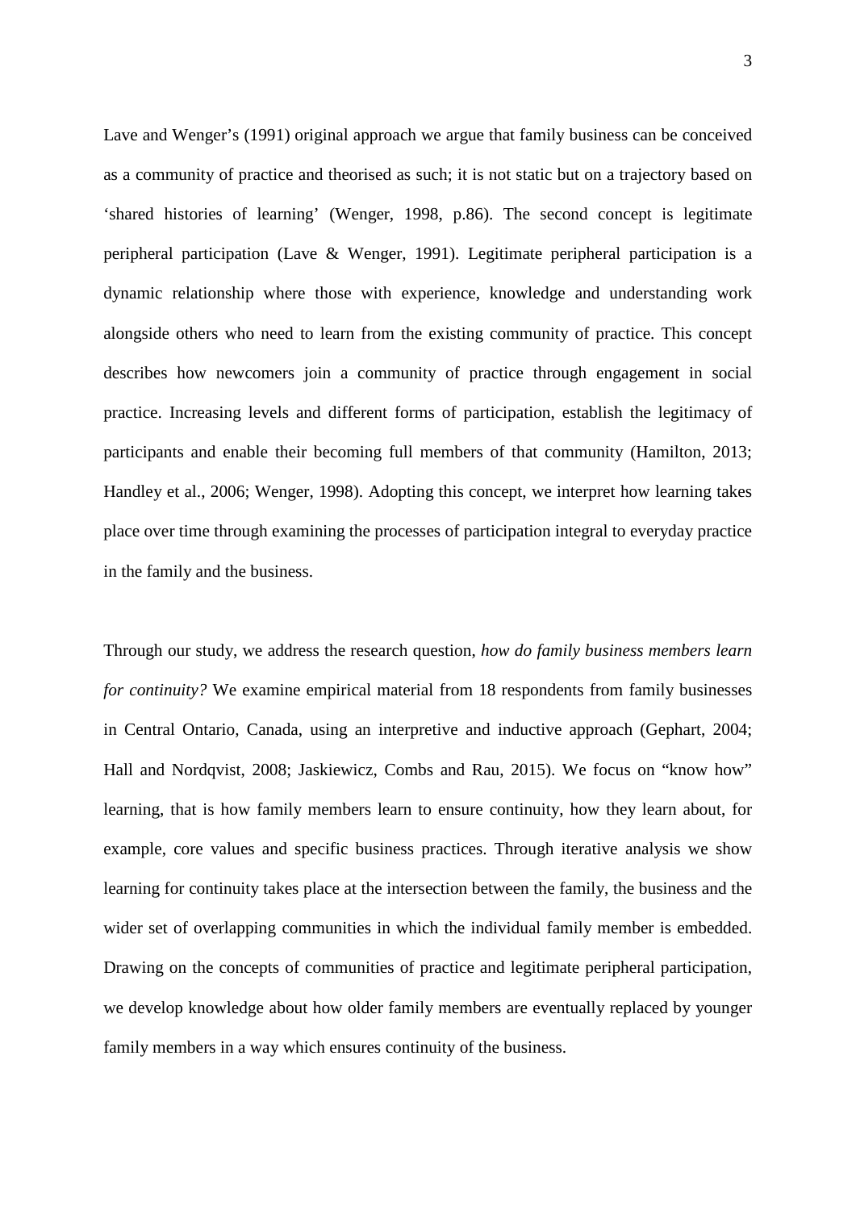Lave and Wenger's (1991) original approach we argue that family business can be conceived as a community of practice and theorised as such; it is not static but on a trajectory based on 'shared histories of learning' (Wenger, 1998, p.86). The second concept is legitimate peripheral participation (Lave & Wenger, 1991). Legitimate peripheral participation is a dynamic relationship where those with experience, knowledge and understanding work alongside others who need to learn from the existing community of practice. This concept describes how newcomers join a community of practice through engagement in social practice. Increasing levels and different forms of participation, establish the legitimacy of participants and enable their becoming full members of that community (Hamilton, 2013; Handley et al., 2006; Wenger, 1998). Adopting this concept, we interpret how learning takes place over time through examining the processes of participation integral to everyday practice in the family and the business.

Through our study, we address the research question, *how do family business members learn for continuity?* We examine empirical material from 18 respondents from family businesses in Central Ontario, Canada, using an interpretive and inductive approach (Gephart, 2004; Hall and Nordqvist, 2008; Jaskiewicz, Combs and Rau, 2015). We focus on "know how" learning, that is how family members learn to ensure continuity, how they learn about, for example, core values and specific business practices. Through iterative analysis we show learning for continuity takes place at the intersection between the family, the business and the wider set of overlapping communities in which the individual family member is embedded. Drawing on the concepts of communities of practice and legitimate peripheral participation, we develop knowledge about how older family members are eventually replaced by younger family members in a way which ensures continuity of the business.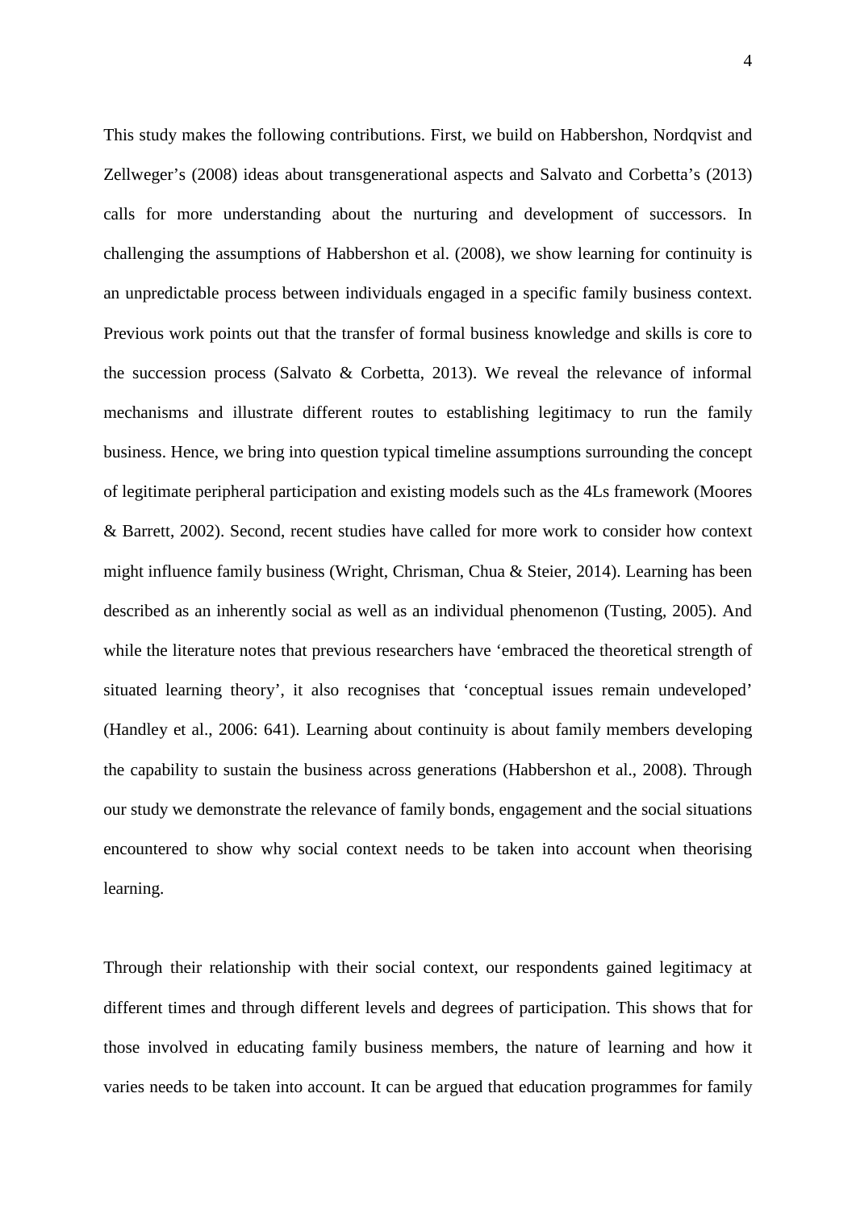This study makes the following contributions. First, we build on Habbershon, Nordqvist and Zellweger's (2008) ideas about transgenerational aspects and Salvato and Corbetta's (2013) calls for more understanding about the nurturing and development of successors. In challenging the assumptions of Habbershon et al. (2008), we show learning for continuity is an unpredictable process between individuals engaged in a specific family business context. Previous work points out that the transfer of formal business knowledge and skills is core to the succession process (Salvato & Corbetta, 2013). We reveal the relevance of informal mechanisms and illustrate different routes to establishing legitimacy to run the family business. Hence, we bring into question typical timeline assumptions surrounding the concept of legitimate peripheral participation and existing models such as the 4Ls framework (Moores & Barrett, 2002). Second, recent studies have called for more work to consider how context might influence family business (Wright, Chrisman, Chua & Steier, 2014). Learning has been described as an inherently social as well as an individual phenomenon (Tusting, 2005). And while the literature notes that previous researchers have 'embraced the theoretical strength of situated learning theory', it also recognises that 'conceptual issues remain undeveloped' (Handley et al., 2006: 641). Learning about continuity is about family members developing the capability to sustain the business across generations (Habbershon et al., 2008). Through our study we demonstrate the relevance of family bonds, engagement and the social situations encountered to show why social context needs to be taken into account when theorising learning.

Through their relationship with their social context, our respondents gained legitimacy at different times and through different levels and degrees of participation. This shows that for those involved in educating family business members, the nature of learning and how it varies needs to be taken into account. It can be argued that education programmes for family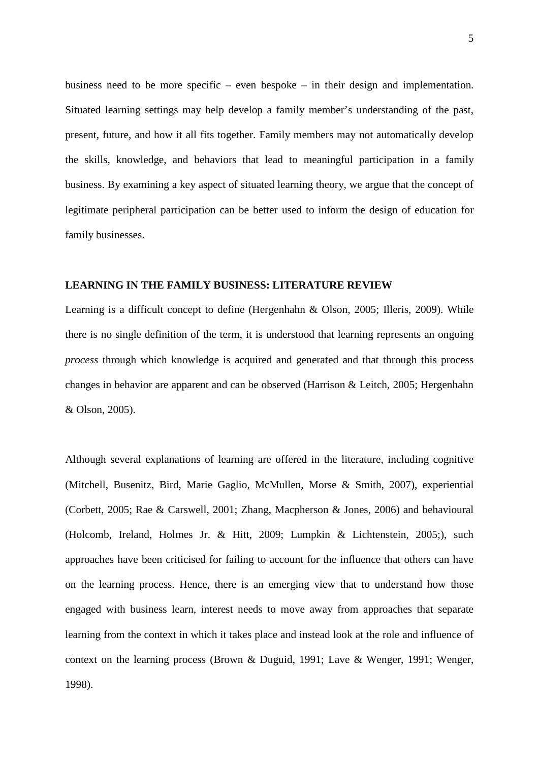business need to be more specific – even bespoke – in their design and implementation. Situated learning settings may help develop a family member's understanding of the past, present, future, and how it all fits together. Family members may not automatically develop the skills, knowledge, and behaviors that lead to meaningful participation in a family business. By examining a key aspect of situated learning theory, we argue that the concept of legitimate peripheral participation can be better used to inform the design of education for family businesses.

## LEARNING IN THE FAMILY BUSINESS: LITERATURE REVIEW

Learning is a difficult concept to define (Hergenhahn & Olson, 2005; Illeris, 2009). While there is no single definition of the term, it is understood that learning represents an ongoing *process* through which knowledge is acquired and generated and that through this process changes in behavior are apparent and can be observed (Harrison & Leitch, 2005; Hergenhahn & Olson, 2005).

Although several explanations of learning are offered in the literature, including cognitive (Mitchell, Busenitz, Bird, Marie Gaglio, McMullen, Morse & Smith, 2007), experiential (Corbett, 2005; Rae & Carswell, 2001; Zhang, Macpherson & Jones, 2006) and behavioural (Holcomb, Ireland, Holmes Jr. & Hitt, 2009; Lumpkin & Lichtenstein, 2005;), such approaches have been criticised for failing to account for the influence that others can have on the learning process. Hence, there is an emerging view that to understand how those engaged with business learn, interest needs to move away from approaches that separate learning from the context in which it takes place and instead look at the role and influence of context on the learning process (Brown & Duguid, 1991; Lave & Wenger, 1991; Wenger, 1998).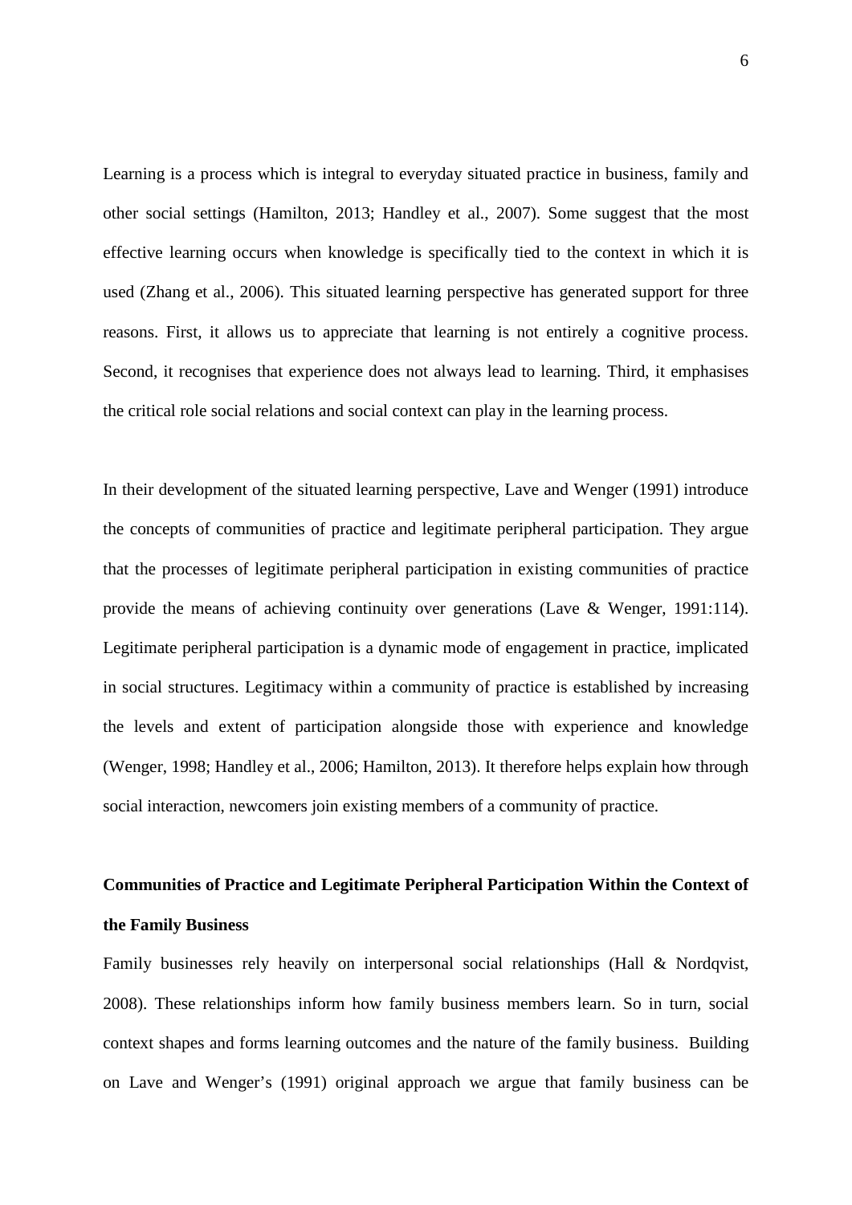Learning is a process which is integral to everyday situated practice in business, family and other social settings (Hamilton, 2013; Handley et al., 2007). Some suggest that the most effective learning occurs when knowledge is specifically tied to the context in which it is used (Zhang et al., 2006). This situated learning perspective has generated support for three reasons. First, it allows us to appreciate that learning is not entirely a cognitive process. Second, it recognises that experience does not always lead to learning. Third, it emphasises the critical role social relations and social context can play in the learning process.

In their development of the situated learning perspective, Lave and Wenger (1991) introduce the concepts of communities of practice and legitimate peripheral participation. They argue that the processes of legitimate peripheral participation in existing communities of practice provide the means of achieving continuity over generations (Lave & Wenger, 1991:114). Legitimate peripheral participation is a dynamic mode of engagement in practice, implicated in social structures. Legitimacy within a community of practice is established by increasing the levels and extent of participation alongside those with experience and knowledge (Wenger, 1998; Handley et al., 2006; Hamilton, 2013). It therefore helps explain how through social interaction, newcomers join existing members of a community of practice.

**Communities of Practice and Legitimate Peripheral Participation Within the Context of the Family Business**

Family businesses rely heavily on interpersonal social relationships (Hall & Nordqvist, 2008). These relationships inform how family business members learn. So in turn, social context shapes and forms learning outcomes and the nature of the family business. Building on Lave and Wenger's (1991) original approach we argue that family business can be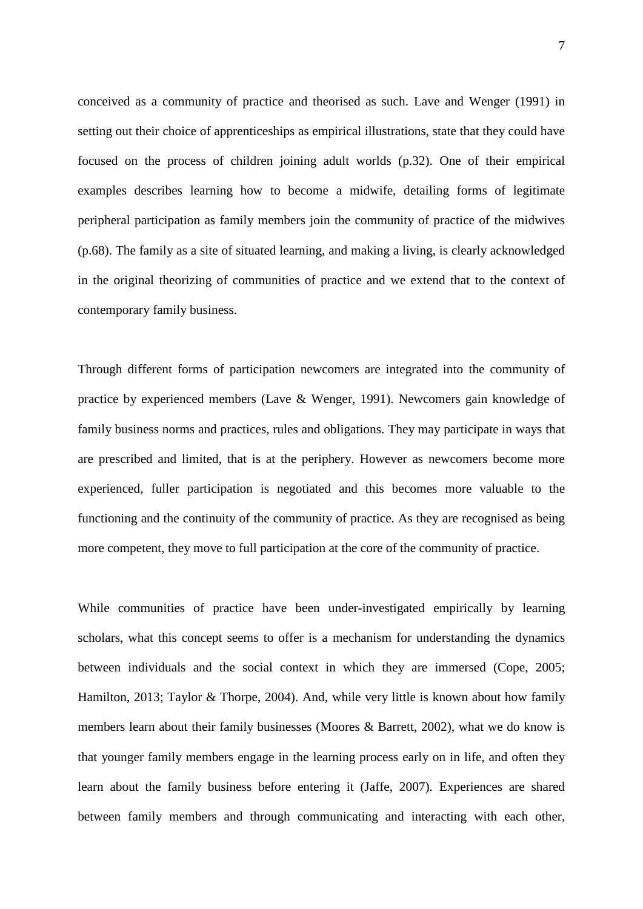conceived as a community of practice and theorised as such. Lave and Wenger (1991) in setting out their choice of apprenticeships as empirical illustrations, state that they could have focused on the process of children joining adult worlds (p.32). One of their empirical examples describes learning how to become a midwife, detailing forms of legitimate peripheral participation as family members join the community of practice of the midwives (p.68). The family as a site of situated learning, and making a living, is clearly acknowledged in the original theorizing of communities of practice and we extend that to the context of contemporary family business.

Through different forms of participation newcomers are integrated into the community of practice by experienced members (Lave & Wenger, 1991). Newcomers gain knowledge of family business norms and practices, rules and obligations. They may participate in ways that are prescribed and limited, that is at the periphery. However as newcomers become more experienced, fuller participation is negotiated and this becomes more valuable to the functioning and the continuity of the community of practice. As they are recognised as being more competent, they move to full participation at the core of the community of practice.

While communities of practice have been under-investigated empirically by learning scholars, what this concept seems to offer is a mechanism for understanding the dynamics between individuals and the social context in which they are immersed (Cope, 2005; Hamilton, 2013; Taylor & Thorpe, 2004). And, while very little is known about how family members learn about their family businesses (Moores & Barrett, 2002), what we do know is that younger family members engage in the learning process early on in life, and often they learn about the family business before entering it (Jaffe, 2007). Experiences are shared between family members and through communicating and interacting with each other,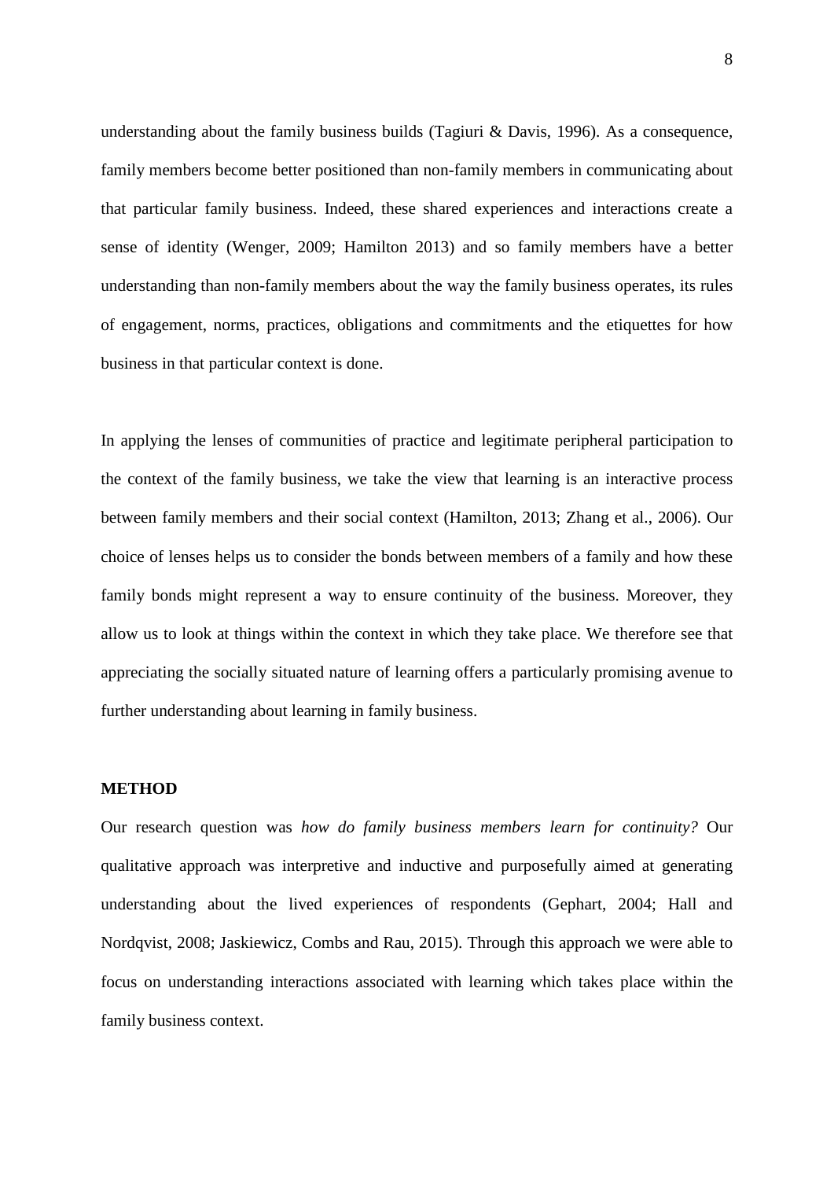understanding about the family business builds (Tagiuri & Davis, 1996). As a consequence, family members become better positioned than non-family members in communicating about that particular family business. Indeed, these shared experiences and interactions create a sense of identity (Wenger, 2009; Hamilton 2013) and so family members have a better understanding than non-family members about the way the family business operates, its rules of engagement, norms, practices, obligations and commitments and the etiquettes for how business in that particular context is done.

In applying the lenses of communities of practice and legitimate peripheral participation to the context of the family business, we take the view that learning is an interactive process between family members and their social context (Hamilton, 2013; Zhang et al., 2006). Our choice of lenses helps us to consider the bonds between members of a family and how these family bonds might represent a way to ensure continuity of the business. Moreover, they allow us to look at things within the context in which they take place. We therefore see that appreciating the socially situated nature of learning offers a particularly promising avenue to further understanding about learning in family business.

## METHOD

Our research question was *how do family business members learn for continuity?* Our qualitative approach was interpretive and inductive and purposefully aimed at generating understanding about the lived experiences of respondents (Gephart, 2004; Hall and Nordqvist, 2008; Jaskiewicz, Combs and Rau, 2015). Through this approach we were able to focus on understanding interactions associated with learning which takes place within the family business context.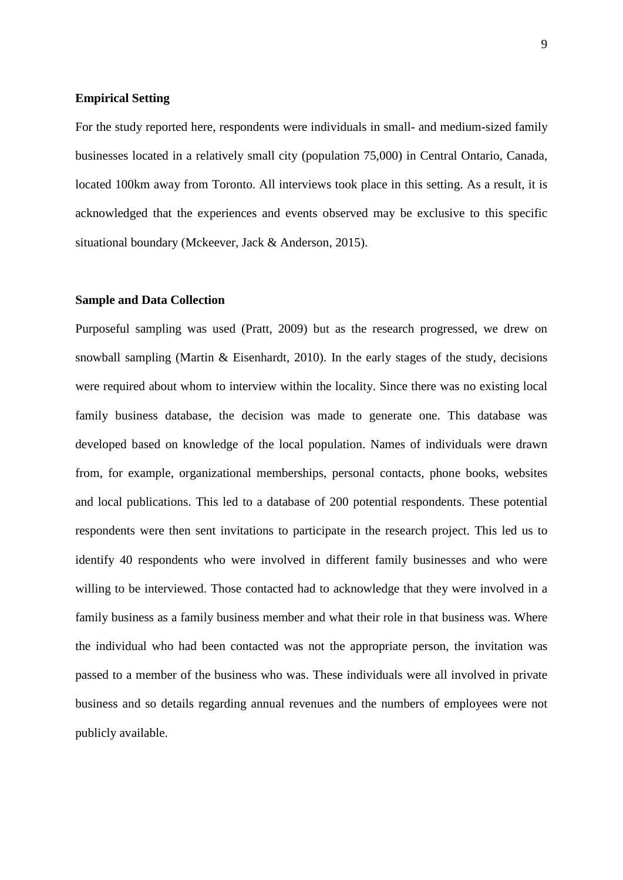**Empirical Setting**

For the study reported here, respondents were individuals in small- and medium-sized family businesses located in a relatively small city (population 75,000) in Central Ontario, Canada, located 100km away from Toronto. All interviews took place in this setting. As a result, it is acknowledged that the experiences and events observed may be exclusive to this specific situational boundary (Mckeever, Jack & Anderson, 2015).

**Sample and Data Collection**

Purposeful sampling was used (Pratt, 2009) but as the research progressed, we drew on snowball sampling (Martin & Eisenhardt, 2010). In the early stages of the study, decisions were required about whom to interview within the locality. Since there was no existing local family business database, the decision was made to generate one. This database was developed based on knowledge of the local population. Names of individuals were drawn from, for example, organizational memberships, personal contacts, phone books, websites and local publications. This led to a database of 200 potential respondents. These potential respondents were then sent invitations to participate in the research project. This led us to identify 40 respondents who were involved in different family businesses and who were willing to be interviewed. Those contacted had to acknowledge that they were involved in a family business as a family business member and what their role in that business was. Where the individual who had been contacted was not the appropriate person, the invitation was passed to a member of the business who was. These individuals were all involved in private business and so details regarding annual revenues and the numbers of employees were not publicly available.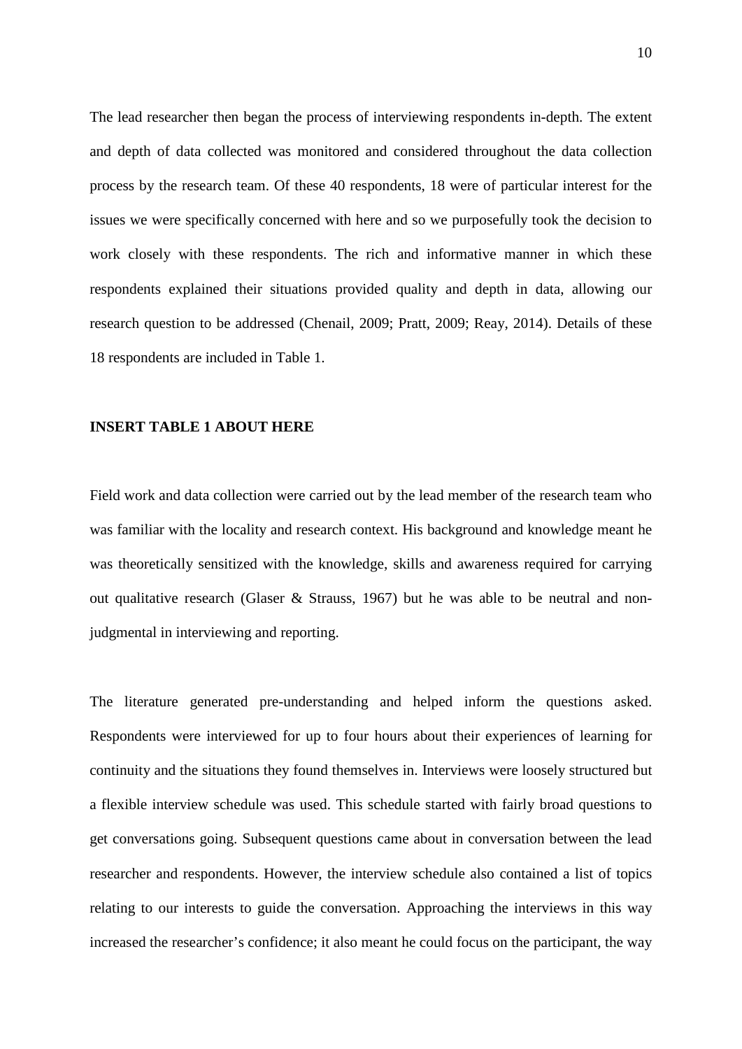The lead researcher then began the process of interviewing respondents in-depth. The extent and depth of data collected was monitored and considered throughout the data collection process by the research team. Of these 40 respondents, 18 were of particular interest for the issues we were specifically concerned with here and so we purposefully took the decision to work closely with these respondents. The rich and informative manner in which these respondents explained their situations provided quality and depth in data, allowing our research question to be addressed (Chenail, 2009; Pratt, 2009; Reay, 2014). Details of these 18 respondents are included in Table 1.

**INSERT TABLE 1 ABOUT HERE**

Field work and data collection were carried out by the lead member of the research team who was familiar with the locality and research context. His background and knowledge meant he was theoretically sensitized with the knowledge, skills and awareness required for carrying out qualitative research (Glaser & Strauss, 1967) but he was able to be neutral and non-judgmental in interviewing and reporting.

The literature generated pre-understanding and helped inform the questions asked. Respondents were interviewed for up to four hours about their experiences of learning for continuity and the situations they found themselves in. Interviews were loosely structured but a flexible interview schedule was used. This schedule started with fairly broad questions to get conversations going. Subsequent questions came about in conversation between the lead researcher and respondents. However, the interview schedule also contained a list of topics relating to our interests to guide the conversation. Approaching the interviews in this way increased the researcher's confidence; it also meant he could focus on the participant, the way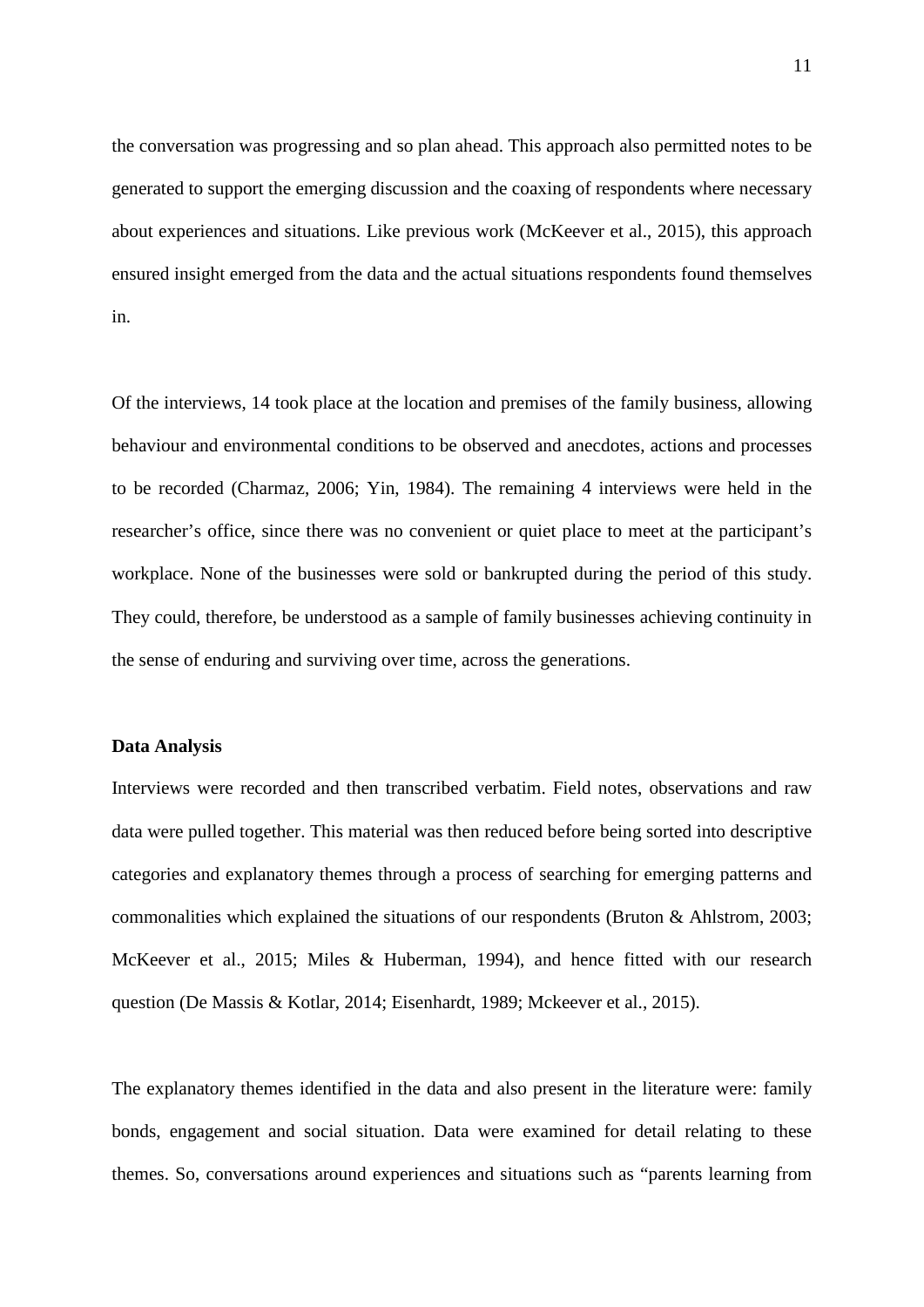the conversation was progressing and so plan ahead. This approach also permitted notes to be generated to support the emerging discussion and the coaxing of respondents where necessary about experiences and situations. Like previous work (McKeever et al., 2015), this approach ensured insight emerged from the data and the actual situations respondents found themselves in.

Of the interviews, 14 took place at the location and premises of the family business, allowing behaviour and environmental conditions to be observed and anecdotes, actions and processes to be recorded (Charmaz, 2006; Yin, 1984). The remaining 4 interviews were held in the researcher's office, since there was no convenient or quiet place to meet at the participant's workplace. None of the businesses were sold or bankrupted during the period of this study. They could, therefore, be understood as a sample of family businesses achieving continuity in the sense of enduring and surviving over time, across the generations.

**Data Analysis**

Interviews were recorded and then transcribed verbatim. Field notes, observations and raw data were pulled together. This material was then reduced before being sorted into descriptive categories and explanatory themes through a process of searching for emerging patterns and commonalities which explained the situations of our respondents (Bruton & Ahlstrom, 2003; McKeever et al., 2015; Miles & Huberman, 1994), and hence fitted with our research question (De Massis & Kotlar, 2014; Eisenhardt, 1989; Mckeever et al., 2015).

The explanatory themes identified in the data and also present in the literature were: family bonds, engagement and social situation. Data were examined for detail relating to these themes. So, conversations around experiences and situations such as "parents learning from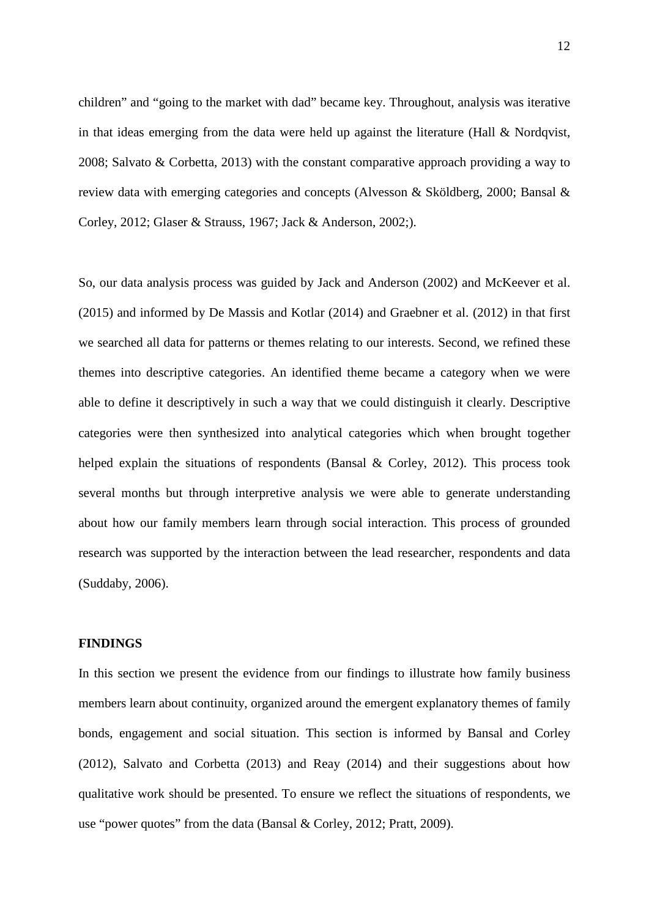children" and "going to the market with dad" became key. Throughout, analysis was iterative in that ideas emerging from the data were held up against the literature (Hall & Nordqvist, 2008; Salvato & Corbetta, 2013) with the constant comparative approach providing a way to review data with emerging categories and concepts (Alvesson & Sköldberg, 2000; Bansal & Corley, 2012; Glaser & Strauss, 1967; Jack & Anderson, 2002;).

So, our data analysis process was guided by Jack and Anderson (2002) and McKeever et al. (2015) and informed by De Massis and Kotlar (2014) and Graebner et al. (2012) in that first we searched all data for patterns or themes relating to our interests. Second, we refined these themes into descriptive categories. An identified theme became a category when we were able to define it descriptively in such a way that we could distinguish it clearly. Descriptive categories were then synthesized into analytical categories which when brought together helped explain the situations of respondents (Bansal & Corley, 2012). This process took several months but through interpretive analysis we were able to generate understanding about how our family members learn through social interaction. This process of grounded research was supported by the interaction between the lead researcher, respondents and data (Suddaby, 2006).

## FINDINGS

In this section we present the evidence from our findings to illustrate how family business members learn about continuity, organized around the emergent explanatory themes of family bonds, engagement and social situation. This section is informed by Bansal and Corley (2012), Salvato and Corbetta (2013) and Reay (2014) and their suggestions about how qualitative work should be presented. To ensure we reflect the situations of respondents, we use "power quotes" from the data (Bansal & Corley, 2012; Pratt, 2009).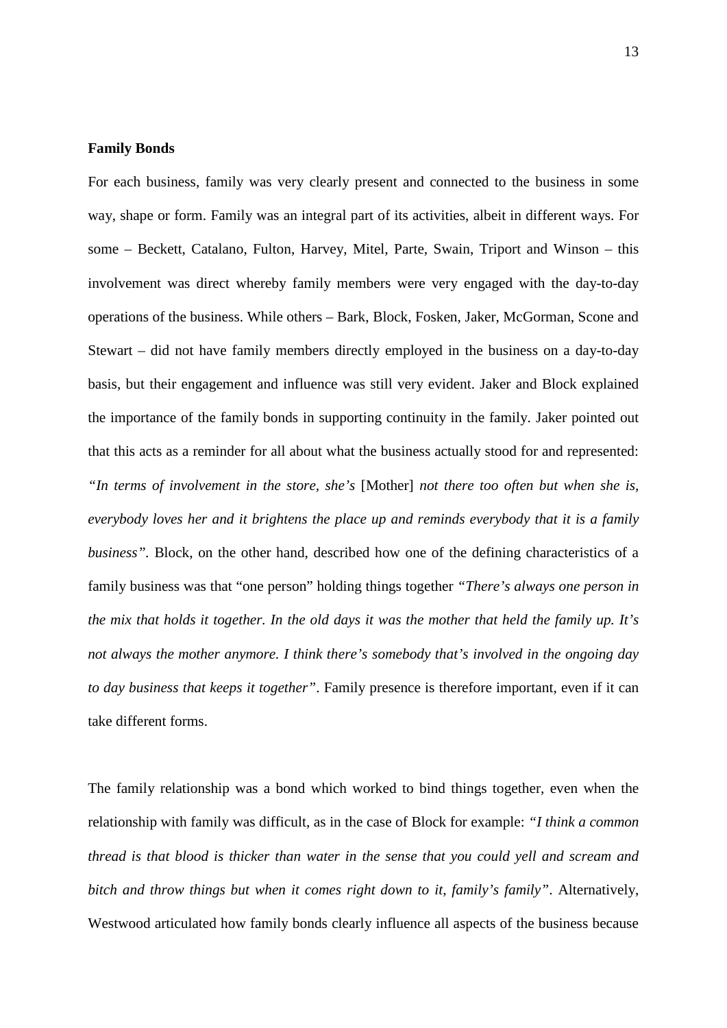**Family Bonds**

For each business, family was very clearly present and connected to the business in some way, shape or form. Family was an integral part of its activities, albeit in different ways. For some – Beckett, Catalano, Fulton, Harvey, Mitel, Parte, Swain, Triport and Winson – this involvement was direct whereby family members were very engaged with the day-to-day operations of the business. While others – Bark, Block, Fosken, Jaker, McGorman, Scone and Stewart – did not have family members directly employed in the business on a day-to-day basis, but their engagement and influence was still very evident. Jaker and Block explained the importance of the family bonds in supporting continuity in the family. Jaker pointed out that this acts as a reminder for all about what the business actually stood for and represented: *"In terms of involvement in the store, she's* [Mother] *not there too often but when she is, everybody loves her and it brightens the place up and reminds everybody that it is a family business".* Block, on the other hand, described how one of the defining characteristics of a family business was that "one person" holding things together *"There's always one person in the mix that holds it together. In the old days it was the mother that held the family up. It's not always the mother anymore. I think there's somebody that's involved in the ongoing day to day business that keeps it together"*. Family presence is therefore important, even if it can take different forms.

The family relationship was a bond which worked to bind things together, even when the relationship with family was difficult, as in the case of Block for example: *"I think a common thread is that blood is thicker than water in the sense that you could yell and scream and bitch and throw things but when it comes right down to it, family's family"*. Alternatively, Westwood articulated how family bonds clearly influence all aspects of the business because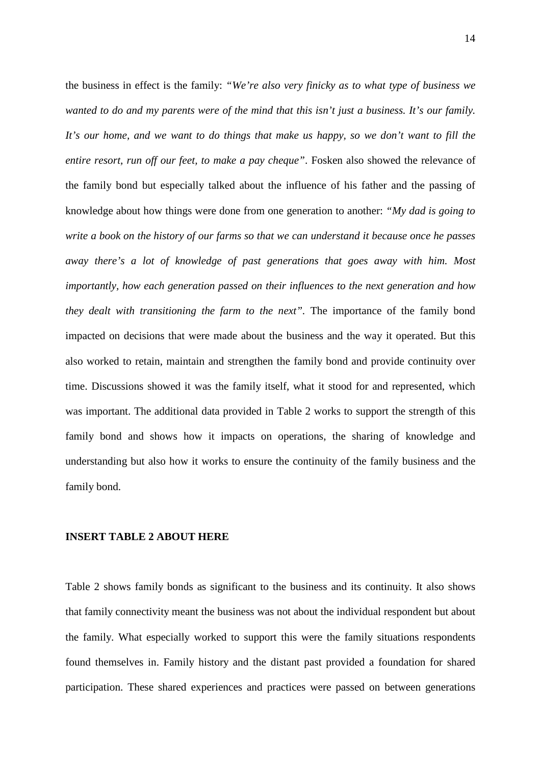the business in effect is the family: *"We're also very finicky as to what type of business we wanted to do and my parents were of the mind that this isn't just a business. It's our family. It's our home, and we want to do things that make us happy, so we don't want to fill the entire resort, run off our feet, to make a pay cheque"*. Fosken also showed the relevance of the family bond but especially talked about the influence of his father and the passing of knowledge about how things were done from one generation to another: *"My dad is going to write a book on the history of our farms so that we can understand it because once he passes away there's a lot of knowledge of past generations that goes away with him. Most importantly, how each generation passed on their influences to the next generation and how they dealt with transitioning the farm to the next"*. The importance of the family bond impacted on decisions that were made about the business and the way it operated. But this also worked to retain, maintain and strengthen the family bond and provide continuity over time. Discussions showed it was the family itself, what it stood for and represented, which was important. The additional data provided in Table 2 works to support the strength of this family bond and shows how it impacts on operations, the sharing of knowledge and understanding but also how it works to ensure the continuity of the family business and the family bond.

**INSERT TABLE 2 ABOUT HERE**

Table 2 shows family bonds as significant to the business and its continuity. It also shows that family connectivity meant the business was not about the individual respondent but about the family. What especially worked to support this were the family situations respondents found themselves in. Family history and the distant past provided a foundation for shared participation. These shared experiences and practices were passed on between generations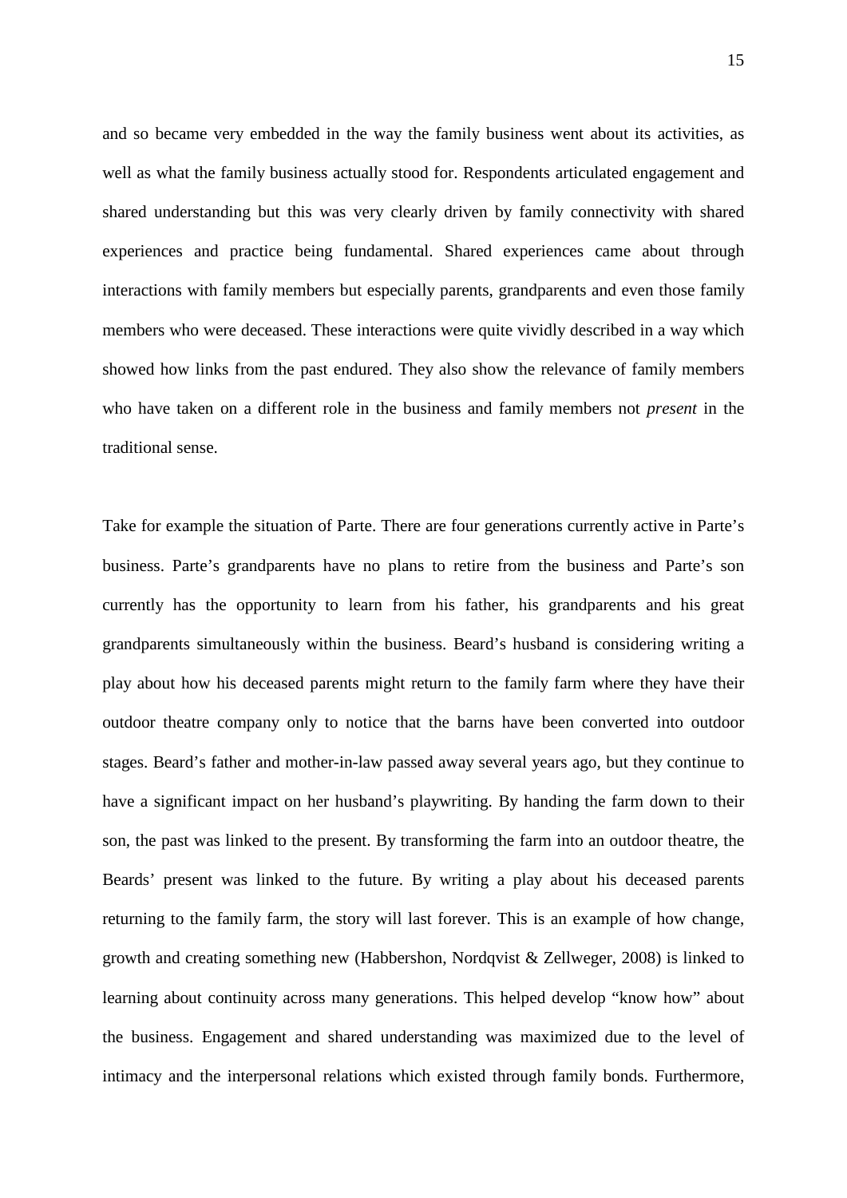and so became very embedded in the way the family business went about its activities, as well as what the family business actually stood for. Respondents articulated engagement and shared understanding but this was very clearly driven by family connectivity with shared experiences and practice being fundamental. Shared experiences came about through interactions with family members but especially parents, grandparents and even those family members who were deceased. These interactions were quite vividly described in a way which showed how links from the past endured. They also show the relevance of family members who have taken on a different role in the business and family members not *present* in the traditional sense.

Take for example the situation of Parte. There are four generations currently active in Parte's business. Parte's grandparents have no plans to retire from the business and Parte's son currently has the opportunity to learn from his father, his grandparents and his great grandparents simultaneously within the business. Beard's husband is considering writing a play about how his deceased parents might return to the family farm where they have their outdoor theatre company only to notice that the barns have been converted into outdoor stages. Beard's father and mother-in-law passed away several years ago, but they continue to have a significant impact on her husband's playwriting. By handing the farm down to their son, the past was linked to the present. By transforming the farm into an outdoor theatre, the Beards' present was linked to the future. By writing a play about his deceased parents returning to the family farm, the story will last forever. This is an example of how change, growth and creating something new (Habbershon, Nordqvist & Zellweger, 2008) is linked to learning about continuity across many generations. This helped develop "know how" about the business. Engagement and shared understanding was maximized due to the level of intimacy and the interpersonal relations which existed through family bonds. Furthermore,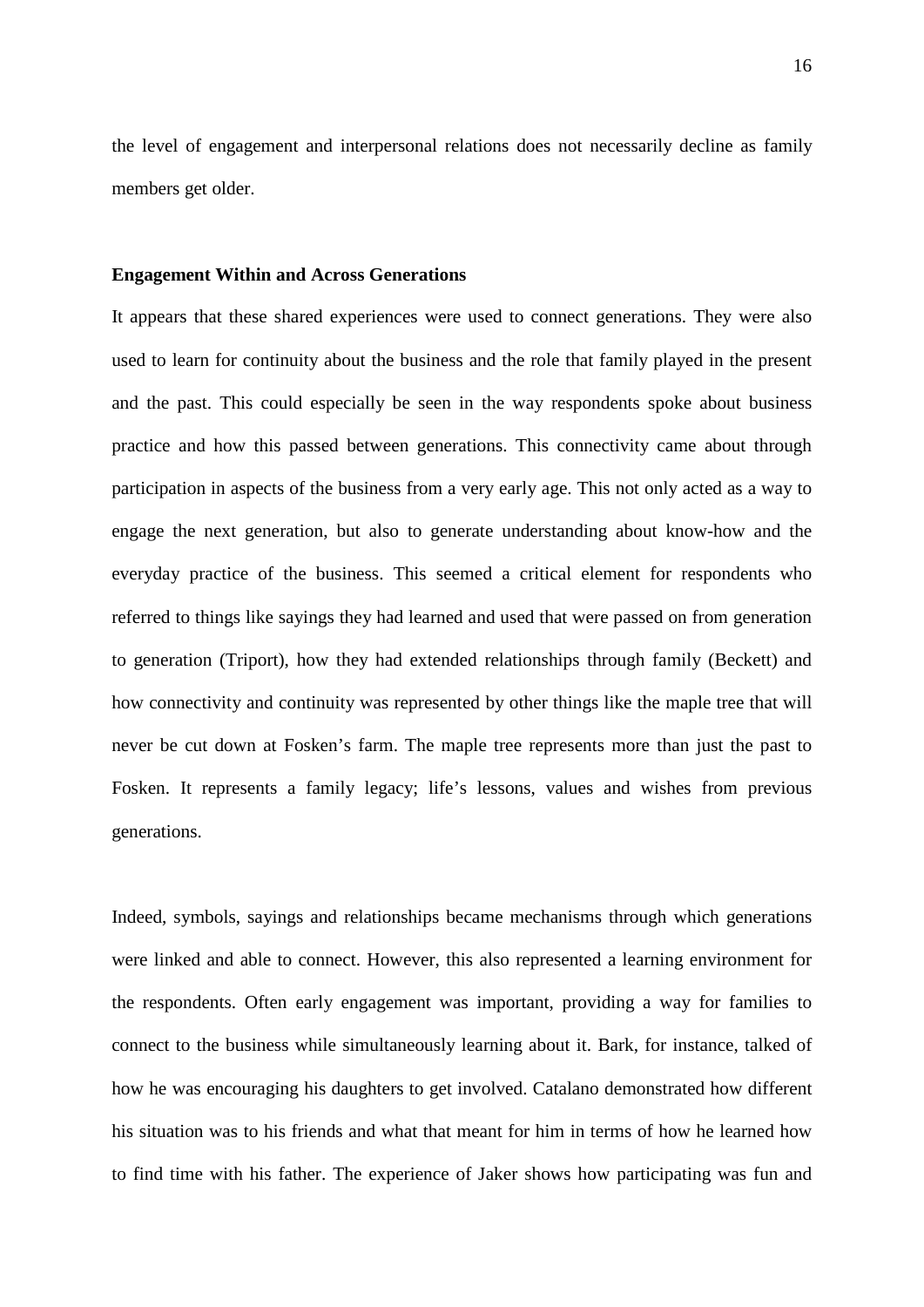the level of engagement and interpersonal relations does not necessarily decline as family members get older.

**Engagement Within and Across Generations**

It appears that these shared experiences were used to connect generations. They were also used to learn for continuity about the business and the role that family played in the present and the past. This could especially be seen in the way respondents spoke about business practice and how this passed between generations. This connectivity came about through participation in aspects of the business from a very early age. This not only acted as a way to engage the next generation, but also to generate understanding about know-how and the everyday practice of the business. This seemed a critical element for respondents who referred to things like sayings they had learned and used that were passed on from generation to generation (Triport), how they had extended relationships through family (Beckett) and how connectivity and continuity was represented by other things like the maple tree that will never be cut down at Fosken's farm. The maple tree represents more than just the past to Fosken. It represents a family legacy; life's lessons, values and wishes from previous generations.

Indeed, symbols, sayings and relationships became mechanisms through which generations were linked and able to connect. However, this also represented a learning environment for the respondents. Often early engagement was important, providing a way for families to connect to the business while simultaneously learning about it. Bark, for instance, talked of how he was encouraging his daughters to get involved. Catalano demonstrated how different his situation was to his friends and what that meant for him in terms of how he learned how to find time with his father. The experience of Jaker shows how participating was fun and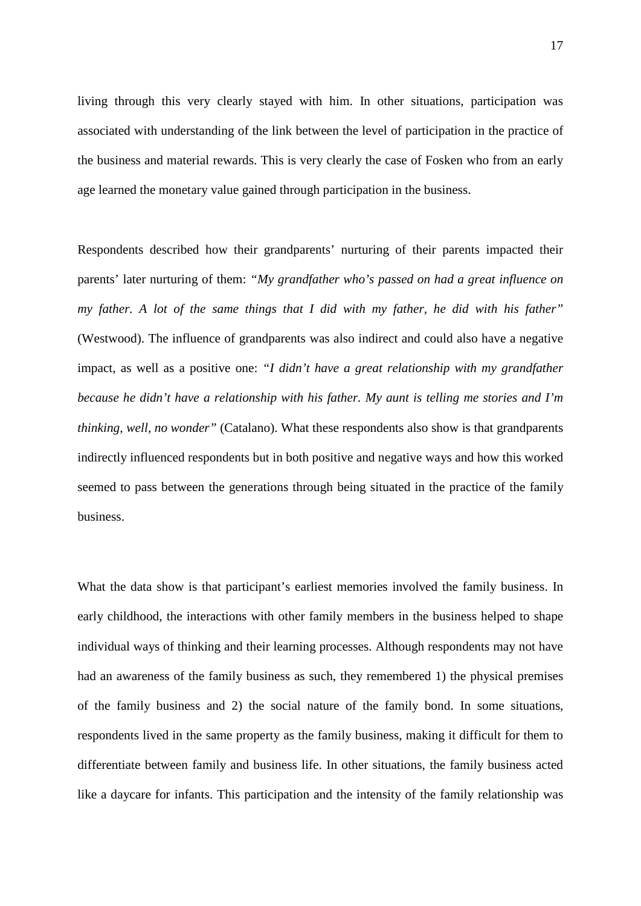living through this very clearly stayed with him. In other situations, participation was associated with understanding of the link between the level of participation in the practice of the business and material rewards. This is very clearly the case of Fosken who from an early age learned the monetary value gained through participation in the business.

Respondents described how their grandparents' nurturing of their parents impacted their parents' later nurturing of them: *"My grandfather who's passed on had a great influence on my father. A lot of the same things that I did with my father, he did with his father"* (Westwood). The influence of grandparents was also indirect and could also have a negative impact, as well as a positive one: *"I didn't have a great relationship with my grandfather because he didn't have a relationship with his father. My aunt is telling me stories and I'm thinking, well, no wonder"* (Catalano). What these respondents also show is that grandparents indirectly influenced respondents but in both positive and negative ways and how this worked seemed to pass between the generations through being situated in the practice of the family business.

What the data show is that participant's earliest memories involved the family business. In early childhood, the interactions with other family members in the business helped to shape individual ways of thinking and their learning processes. Although respondents may not have had an awareness of the family business as such, they remembered 1) the physical premises of the family business and 2) the social nature of the family bond. In some situations, respondents lived in the same property as the family business, making it difficult for them to differentiate between family and business life. In other situations, the family business acted like a daycare for infants. This participation and the intensity of the family relationship was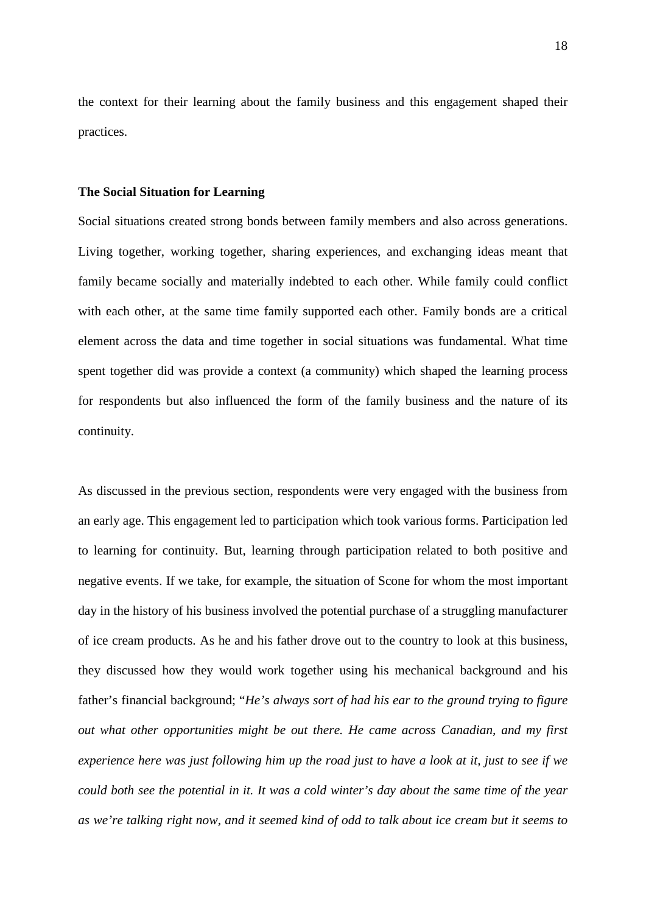the context for their learning about the family business and this engagement shaped their practices.

**The Social Situation for Learning**

Social situations created strong bonds between family members and also across generations. Living together, working together, sharing experiences, and exchanging ideas meant that family became socially and materially indebted to each other. While family could conflict with each other, at the same time family supported each other. Family bonds are a critical element across the data and time together in social situations was fundamental. What time spent together did was provide a context (a community) which shaped the learning process for respondents but also influenced the form of the family business and the nature of its continuity.

As discussed in the previous section, respondents were very engaged with the business from an early age. This engagement led to participation which took various forms. Participation led to learning for continuity. But, learning through participation related to both positive and negative events. If we take, for example, the situation of Scone for whom the most important day in the history of his business involved the potential purchase of a struggling manufacturer of ice cream products. As he and his father drove out to the country to look at this business, they discussed how they would work together using his mechanical background and his father's financial background; "*He's always sort of had his ear to the ground trying to figure out what other opportunities might be out there. He came across Canadian, and my first experience here was just following him up the road just to have a look at it, just to see if we could both see the potential in it. It was a cold winter's day about the same time of the year as we're talking right now, and it seemed kind of odd to talk about ice cream but it seems to*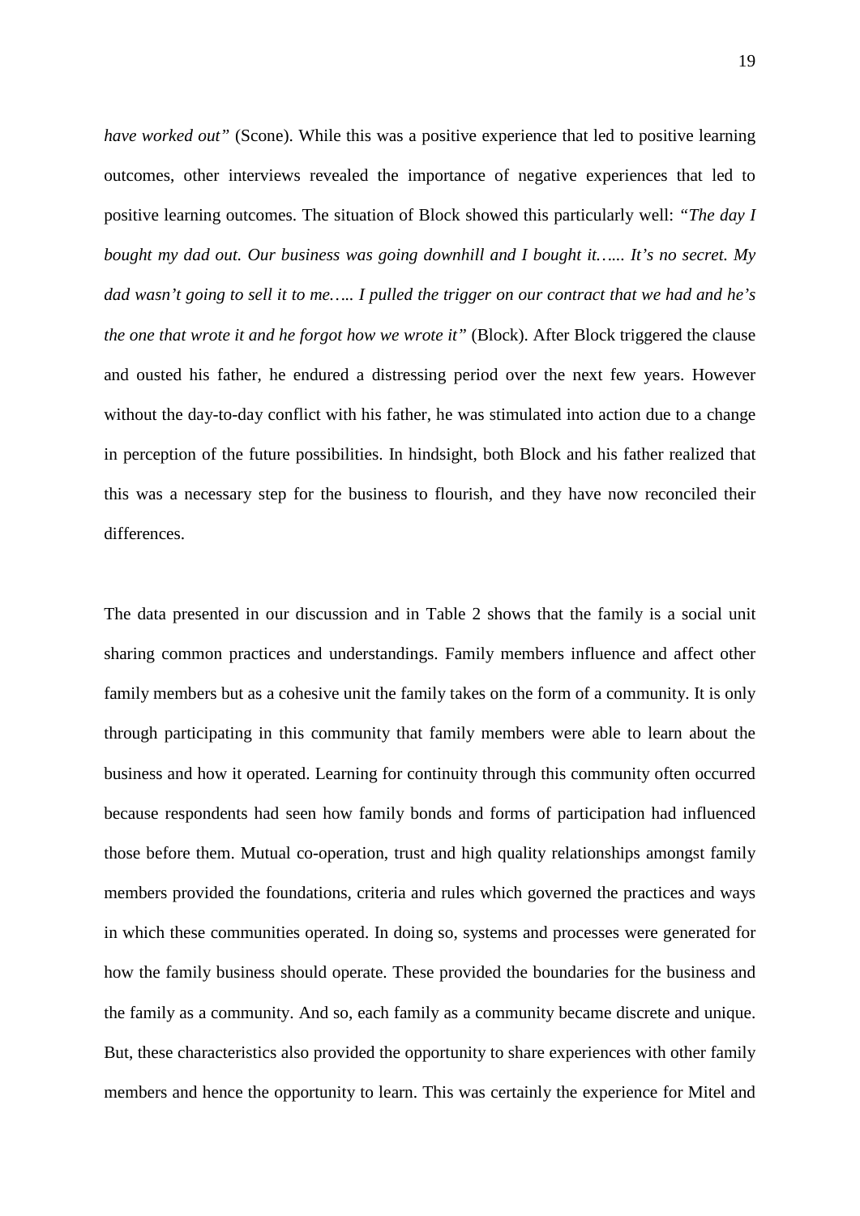*have worked out"* (Scone). While this was a positive experience that led to positive learning outcomes, other interviews revealed the importance of negative experiences that led to positive learning outcomes. The situation of Block showed this particularly well: *"The day I bought my dad out. Our business was going downhill and I bought it…... It's no secret. My dad wasn't going to sell it to me….. I pulled the trigger on our contract that we had and he's the one that wrote it and he forgot how we wrote it"* (Block). After Block triggered the clause and ousted his father, he endured a distressing period over the next few years. However without the day-to-day conflict with his father, he was stimulated into action due to a change in perception of the future possibilities. In hindsight, both Block and his father realized that this was a necessary step for the business to flourish, and they have now reconciled their differences.

The data presented in our discussion and in Table 2 shows that the family is a social unit sharing common practices and understandings. Family members influence and affect other family members but as a cohesive unit the family takes on the form of a community. It is only through participating in this community that family members were able to learn about the business and how it operated. Learning for continuity through this community often occurred because respondents had seen how family bonds and forms of participation had influenced those before them. Mutual co-operation, trust and high quality relationships amongst family members provided the foundations, criteria and rules which governed the practices and ways in which these communities operated. In doing so, systems and processes were generated for how the family business should operate. These provided the boundaries for the business and the family as a community. And so, each family as a community became discrete and unique. But, these characteristics also provided the opportunity to share experiences with other family members and hence the opportunity to learn. This was certainly the experience for Mitel and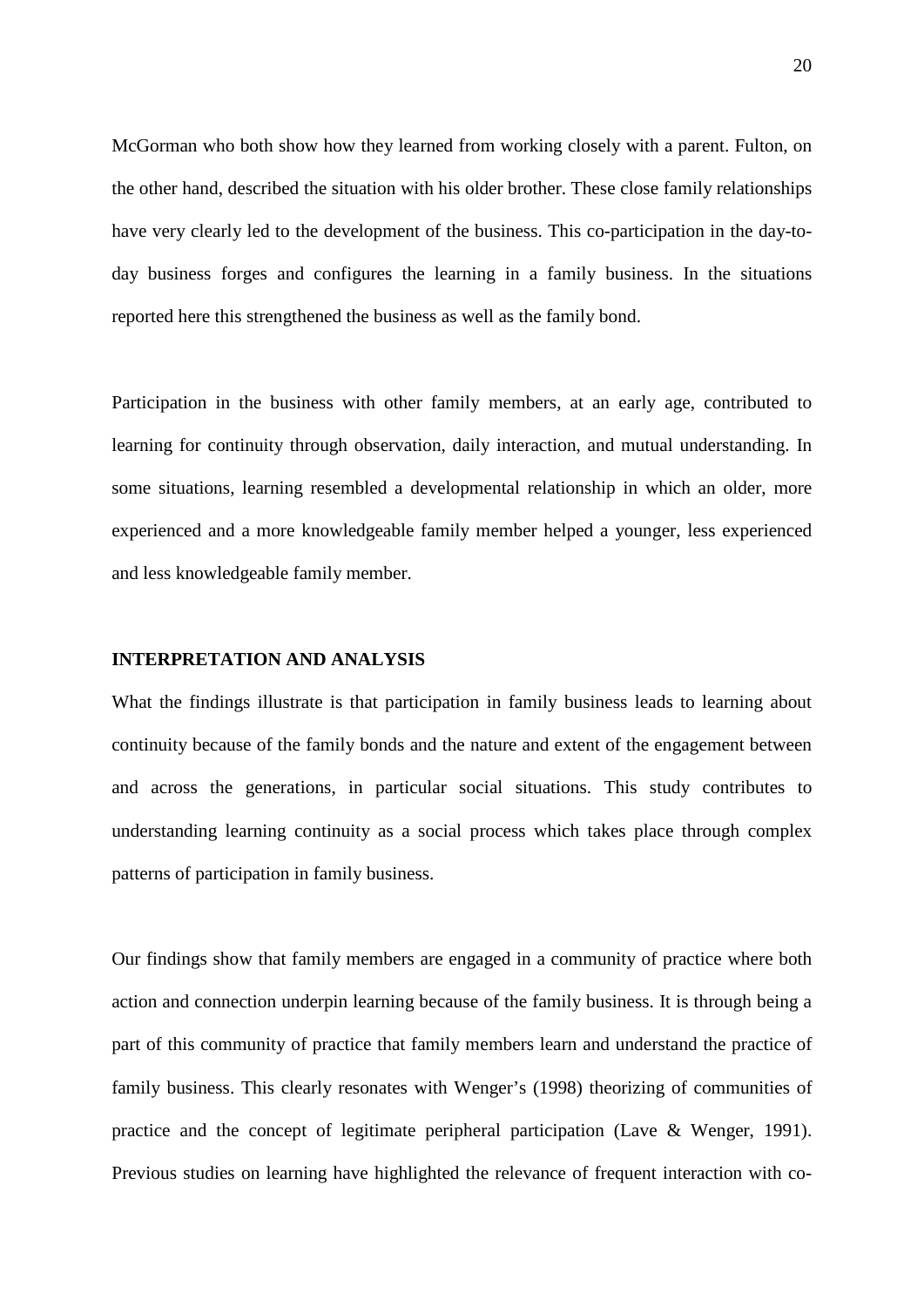McGorman who both show how they learned from working closely with a parent. Fulton, on the other hand, described the situation with his older brother. These close family relationships have very clearly led to the development of the business. This co-participation in the day-to-day business forges and configures the learning in a family business. In the situations reported here this strengthened the business as well as the family bond.

Participation in the business with other family members, at an early age, contributed to learning for continuity through observation, daily interaction, and mutual understanding. In some situations, learning resembled a developmental relationship in which an older, more experienced and a more knowledgeable family member helped a younger, less experienced and less knowledgeable family member.

## INTERPRETATION AND ANALYSIS

What the findings illustrate is that participation in family business leads to learning about continuity because of the family bonds and the nature and extent of the engagement between and across the generations, in particular social situations. This study contributes to understanding learning continuity as a social process which takes place through complex patterns of participation in family business.

Our findings show that family members are engaged in a community of practice where both action and connection underpin learning because of the family business. It is through being a part of this community of practice that family members learn and understand the practice of family business. This clearly resonates with Wenger's (1998) theorizing of communities of practice and the concept of legitimate peripheral participation (Lave & Wenger, 1991). Previous studies on learning have highlighted the relevance of frequent interaction with co-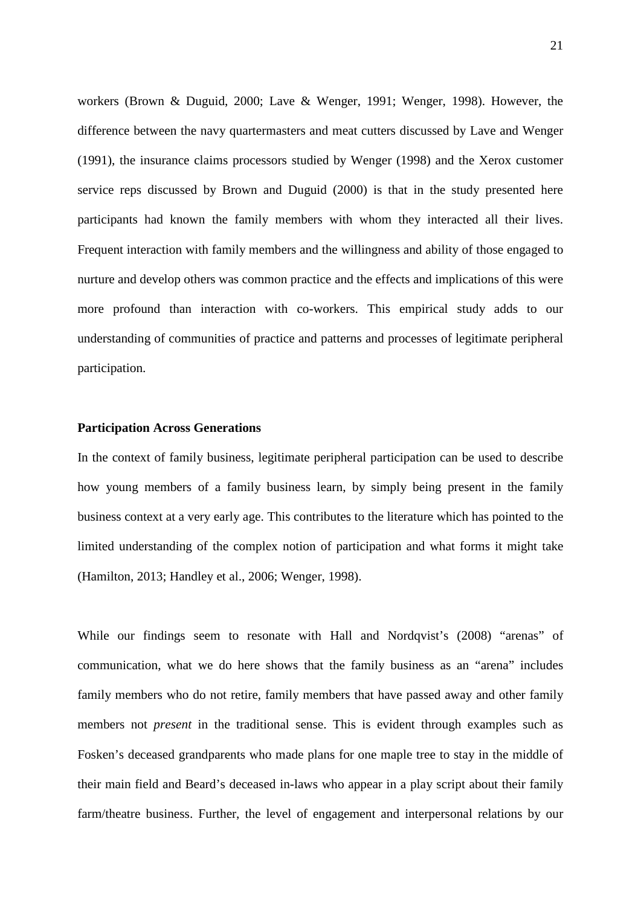workers (Brown & Duguid, 2000; Lave & Wenger, 1991; Wenger, 1998). However, the difference between the navy quartermasters and meat cutters discussed by Lave and Wenger (1991), the insurance claims processors studied by Wenger (1998) and the Xerox customer service reps discussed by Brown and Duguid (2000) is that in the study presented here participants had known the family members with whom they interacted all their lives. Frequent interaction with family members and the willingness and ability of those engaged to nurture and develop others was common practice and the effects and implications of this were more profound than interaction with co-workers. This empirical study adds to our understanding of communities of practice and patterns and processes of legitimate peripheral participation.

**Participation Across Generations**

In the context of family business, legitimate peripheral participation can be used to describe how young members of a family business learn, by simply being present in the family business context at a very early age. This contributes to the literature which has pointed to the limited understanding of the complex notion of participation and what forms it might take (Hamilton, 2013; Handley et al., 2006; Wenger, 1998).

While our findings seem to resonate with Hall and Nordqvist's (2008) "arenas" of communication, what we do here shows that the family business as an "arena" includes family members who do not retire, family members that have passed away and other family members not *present* in the traditional sense. This is evident through examples such as Fosken's deceased grandparents who made plans for one maple tree to stay in the middle of their main field and Beard's deceased in-laws who appear in a play script about their family farm/theatre business. Further, the level of engagement and interpersonal relations by our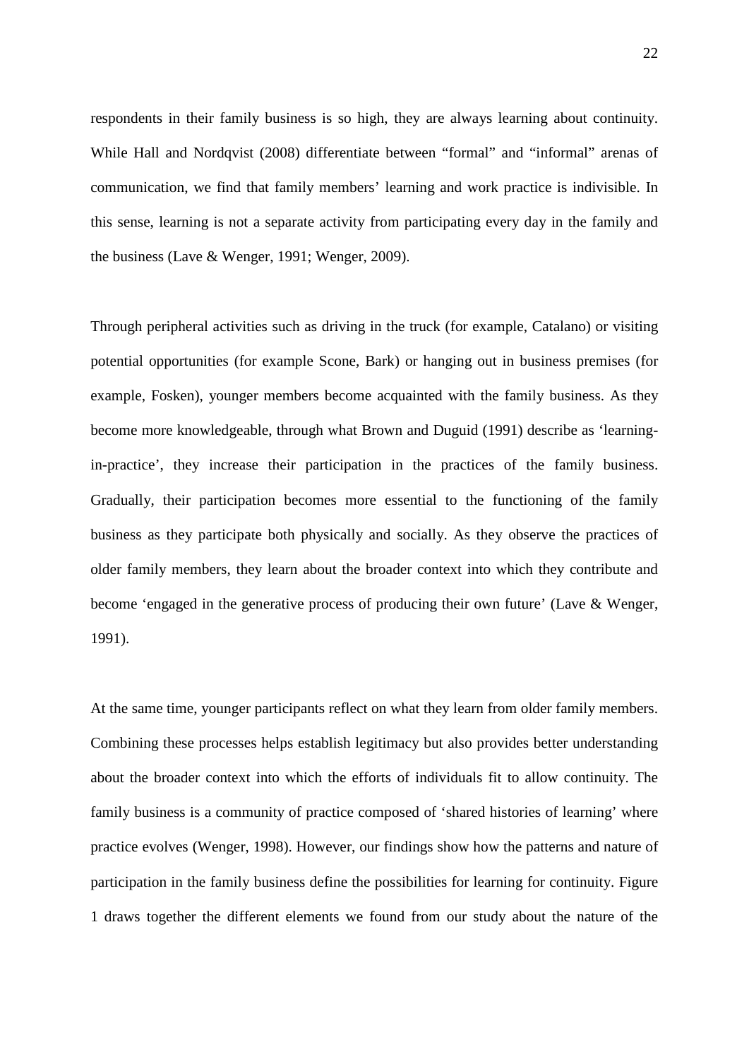respondents in their family business is so high, they are always learning about continuity. While Hall and Nordqvist (2008) differentiate between “formal” and “informal” arenas of communication, we find that family members’ learning and work practice is indivisible. In this sense, learning is not a separate activity from participating every day in the family and the business (Lave & Wenger, 1991; Wenger, 2009).

Through peripheral activities such as driving in the truck (for example, Catalano) or visiting potential opportunities (for example Scone, Bark) or hanging out in business premises (for example, Fosken), younger members become acquainted with the family business. As they become more knowledgeable, through what Brown and Duguid (1991) describe as ‘learning-in-practice’, they increase their participation in the practices of the family business. Gradually, their participation becomes more essential to the functioning of the family business as they participate both physically and socially. As they observe the practices of older family members, they learn about the broader context into which they contribute and become ‘engaged in the generative process of producing their own future’ (Lave & Wenger, 1991).

At the same time, younger participants reflect on what they learn from older family members. Combining these processes helps establish legitimacy but also provides better understanding about the broader context into which the efforts of individuals fit to allow continuity. The family business is a community of practice composed of ‘shared histories of learning’ where practice evolves (Wenger, 1998). However, our findings show how the patterns and nature of participation in the family business define the possibilities for learning for continuity. Figure 1 draws together the different elements we found from our study about the nature of the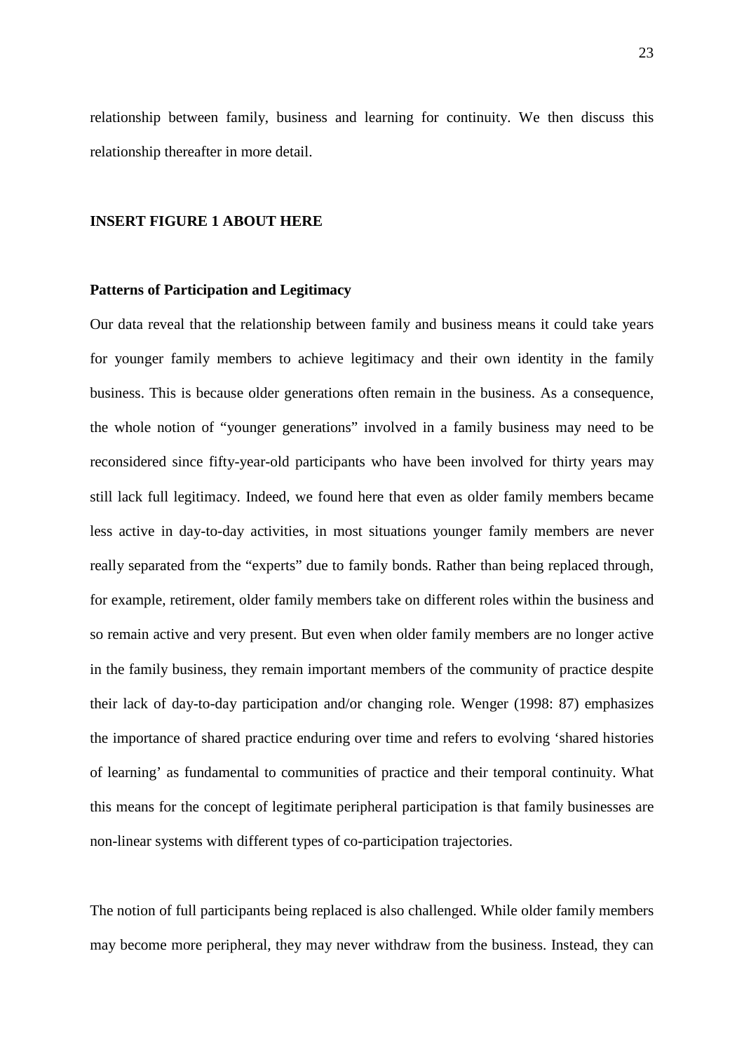relationship between family, business and learning for continuity. We then discuss this relationship thereafter in more detail.

**INSERT FIGURE 1 ABOUT HERE**

**Patterns of Participation and Legitimacy**

Our data reveal that the relationship between family and business means it could take years for younger family members to achieve legitimacy and their own identity in the family business. This is because older generations often remain in the business. As a consequence, the whole notion of "younger generations" involved in a family business may need to be reconsidered since fifty-year-old participants who have been involved for thirty years may still lack full legitimacy. Indeed, we found here that even as older family members became less active in day-to-day activities, in most situations younger family members are never really separated from the "experts" due to family bonds. Rather than being replaced through, for example, retirement, older family members take on different roles within the business and so remain active and very present. But even when older family members are no longer active in the family business, they remain important members of the community of practice despite their lack of day-to-day participation and/or changing role. Wenger (1998: 87) emphasizes the importance of shared practice enduring over time and refers to evolving 'shared histories of learning' as fundamental to communities of practice and their temporal continuity. What this means for the concept of legitimate peripheral participation is that family businesses are non-linear systems with different types of co-participation trajectories.

The notion of full participants being replaced is also challenged. While older family members may become more peripheral, they may never withdraw from the business. Instead, they can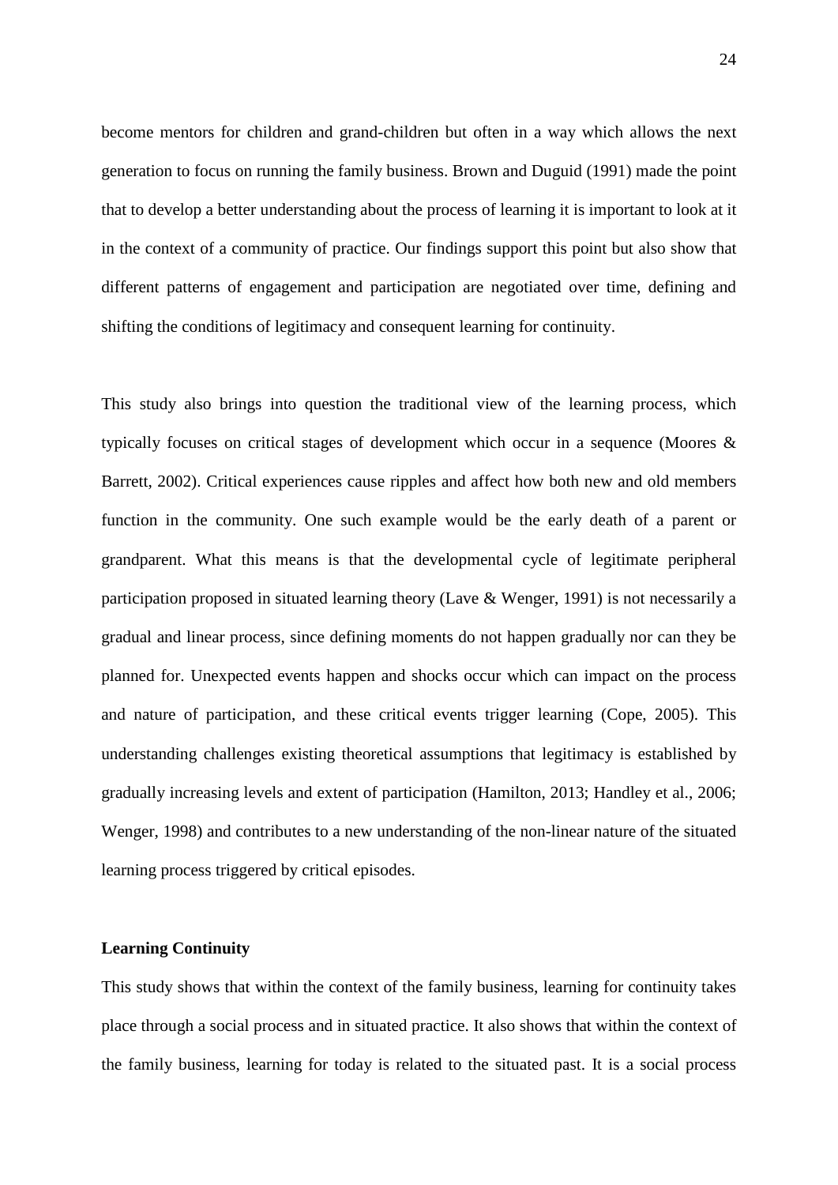become mentors for children and grand-children but often in a way which allows the next generation to focus on running the family business. Brown and Duguid (1991) made the point that to develop a better understanding about the process of learning it is important to look at it in the context of a community of practice. Our findings support this point but also show that different patterns of engagement and participation are negotiated over time, defining and shifting the conditions of legitimacy and consequent learning for continuity.

This study also brings into question the traditional view of the learning process, which typically focuses on critical stages of development which occur in a sequence (Moores & Barrett, 2002). Critical experiences cause ripples and affect how both new and old members function in the community. One such example would be the early death of a parent or grandparent. What this means is that the developmental cycle of legitimate peripheral participation proposed in situated learning theory (Lave & Wenger, 1991) is not necessarily a gradual and linear process, since defining moments do not happen gradually nor can they be planned for. Unexpected events happen and shocks occur which can impact on the process and nature of participation, and these critical events trigger learning (Cope, 2005). This understanding challenges existing theoretical assumptions that legitimacy is established by gradually increasing levels and extent of participation (Hamilton, 2013; Handley et al., 2006; Wenger, 1998) and contributes to a new understanding of the non-linear nature of the situated learning process triggered by critical episodes.

**Learning Continuity**

This study shows that within the context of the family business, learning for continuity takes place through a social process and in situated practice. It also shows that within the context of the family business, learning for today is related to the situated past. It is a social process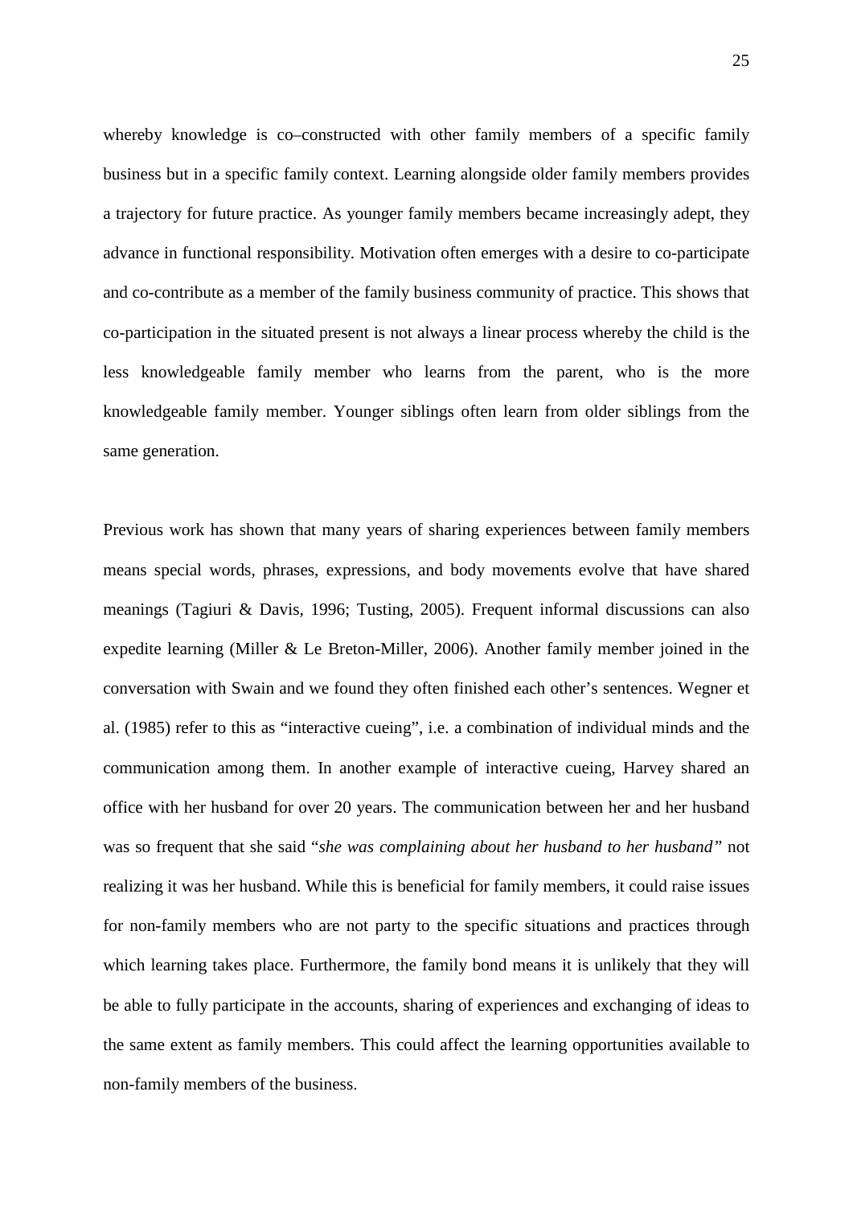whereby knowledge is co–constructed with other family members of a specific family business but in a specific family context. Learning alongside older family members provides a trajectory for future practice. As younger family members became increasingly adept, they advance in functional responsibility. Motivation often emerges with a desire to co-participate and co-contribute as a member of the family business community of practice. This shows that co-participation in the situated present is not always a linear process whereby the child is the less knowledgeable family member who learns from the parent, who is the more knowledgeable family member. Younger siblings often learn from older siblings from the same generation.

Previous work has shown that many years of sharing experiences between family members means special words, phrases, expressions, and body movements evolve that have shared meanings (Tagiuri & Davis, 1996; Tusting, 2005). Frequent informal discussions can also expedite learning (Miller & Le Breton-Miller, 2006). Another family member joined in the conversation with Swain and we found they often finished each other's sentences. Wegner et al. (1985) refer to this as "interactive cueing", i.e. a combination of individual minds and the communication among them. In another example of interactive cueing, Harvey shared an office with her husband for over 20 years. The communication between her and her husband was so frequent that she said "*she was complaining about her husband to her husband"* not realizing it was her husband. While this is beneficial for family members, it could raise issues for non-family members who are not party to the specific situations and practices through which learning takes place. Furthermore, the family bond means it is unlikely that they will be able to fully participate in the accounts, sharing of experiences and exchanging of ideas to the same extent as family members. This could affect the learning opportunities available to non-family members of the business.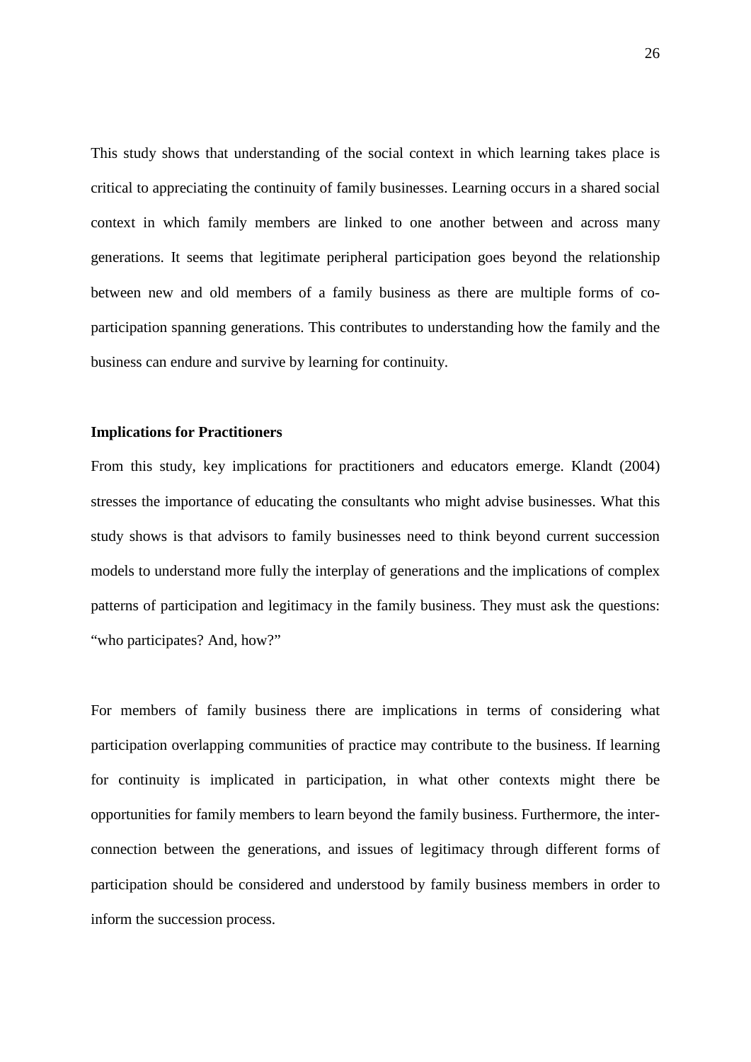This study shows that understanding of the social context in which learning takes place is critical to appreciating the continuity of family businesses. Learning occurs in a shared social context in which family members are linked to one another between and across many generations. It seems that legitimate peripheral participation goes beyond the relationship between new and old members of a family business as there are multiple forms of co-participation spanning generations. This contributes to understanding how the family and the business can endure and survive by learning for continuity.

**Implications for Practitioners**

From this study, key implications for practitioners and educators emerge. Klandt (2004) stresses the importance of educating the consultants who might advise businesses. What this study shows is that advisors to family businesses need to think beyond current succession models to understand more fully the interplay of generations and the implications of complex patterns of participation and legitimacy in the family business. They must ask the questions: "who participates? And, how?"

For members of family business there are implications in terms of considering what participation overlapping communities of practice may contribute to the business. If learning for continuity is implicated in participation, in what other contexts might there be opportunities for family members to learn beyond the family business. Furthermore, the inter-connection between the generations, and issues of legitimacy through different forms of participation should be considered and understood by family business members in order to inform the succession process.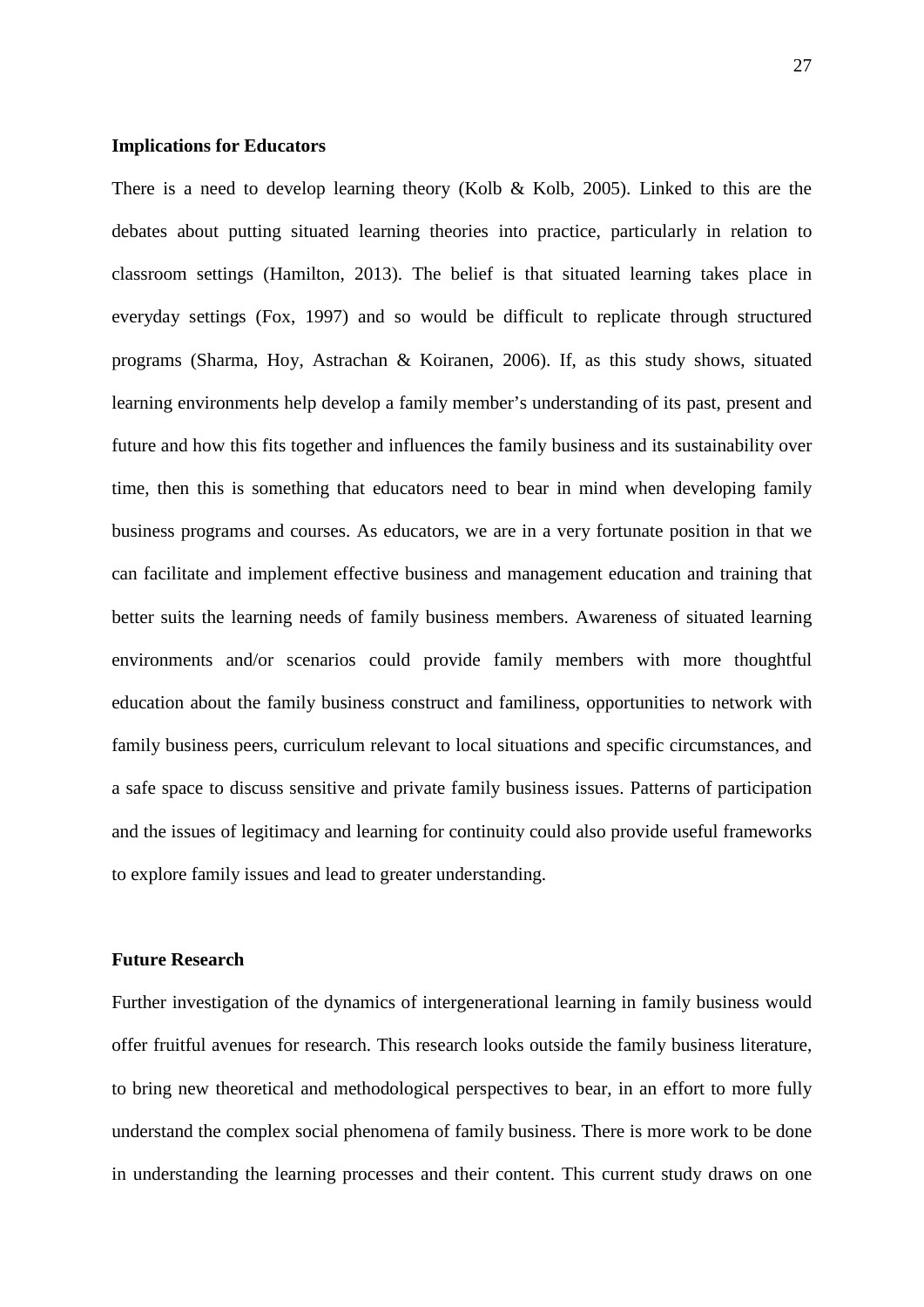## Implications for Educators

There is a need to develop learning theory (Kolb & Kolb, 2005). Linked to this are the debates about putting situated learning theories into practice, particularly in relation to classroom settings (Hamilton, 2013). The belief is that situated learning takes place in everyday settings (Fox, 1997) and so would be difficult to replicate through structured programs (Sharma, Hoy, Astrachan & Koiranen, 2006). If, as this study shows, situated learning environments help develop a family member's understanding of its past, present and future and how this fits together and influences the family business and its sustainability over time, then this is something that educators need to bear in mind when developing family business programs and courses. As educators, we are in a very fortunate position in that we can facilitate and implement effective business and management education and training that better suits the learning needs of family business members. Awareness of situated learning environments and/or scenarios could provide family members with more thoughtful education about the family business construct and familiness, opportunities to network with family business peers, curriculum relevant to local situations and specific circumstances, and a safe space to discuss sensitive and private family business issues. Patterns of participation and the issues of legitimacy and learning for continuity could also provide useful frameworks to explore family issues and lead to greater understanding.

## Future Research

Further investigation of the dynamics of intergenerational learning in family business would offer fruitful avenues for research. This research looks outside the family business literature, to bring new theoretical and methodological perspectives to bear, in an effort to more fully understand the complex social phenomena of family business. There is more work to be done in understanding the learning processes and their content. This current study draws on one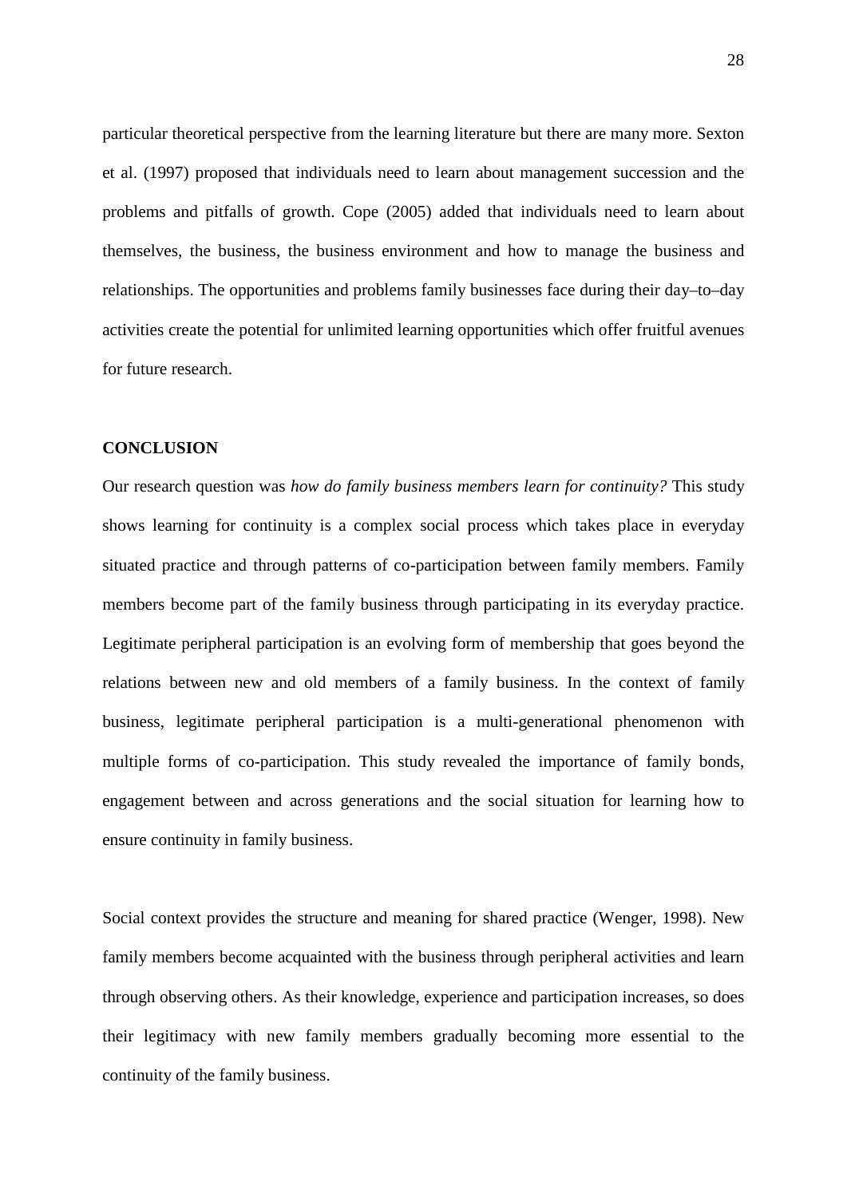particular theoretical perspective from the learning literature but there are many more. Sexton et al. (1997) proposed that individuals need to learn about management succession and the problems and pitfalls of growth. Cope (2005) added that individuals need to learn about themselves, the business, the business environment and how to manage the business and relationships. The opportunities and problems family businesses face during their day–to–day activities create the potential for unlimited learning opportunities which offer fruitful avenues for future research.

## CONCLUSION

Our research question was *how do family business members learn for continuity?* This study shows learning for continuity is a complex social process which takes place in everyday situated practice and through patterns of co-participation between family members. Family members become part of the family business through participating in its everyday practice. Legitimate peripheral participation is an evolving form of membership that goes beyond the relations between new and old members of a family business. In the context of family business, legitimate peripheral participation is a multi-generational phenomenon with multiple forms of co-participation. This study revealed the importance of family bonds, engagement between and across generations and the social situation for learning how to ensure continuity in family business.

Social context provides the structure and meaning for shared practice (Wenger, 1998). New family members become acquainted with the business through peripheral activities and learn through observing others. As their knowledge, experience and participation increases, so does their legitimacy with new family members gradually becoming more essential to the continuity of the family business.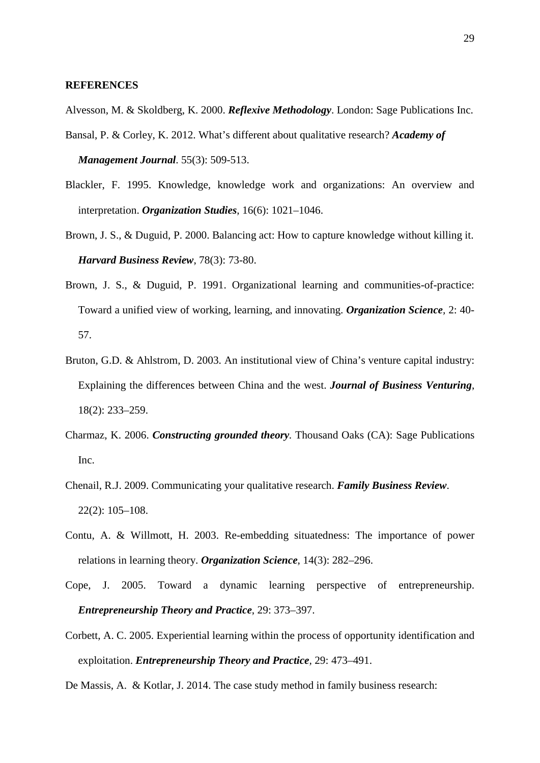**REFERENCES**

Alvesson, M. & Skoldberg, K. 2000. ***Reflexive Methodology***. London: Sage Publications Inc.

Bansal, P. & Corley, K. 2012. What's different about qualitative research? ***Academy of Management Journal***. 55(3): 509-513.

Blackler, F. 1995. Knowledge, knowledge work and organizations: An overview and interpretation. ***Organization Studies***, 16(6): 1021–1046.

Brown, J. S., & Duguid, P. 2000. Balancing act: How to capture knowledge without killing it. ***Harvard Business Review***, 78(3): 73-80.

Brown, J. S., & Duguid, P. 1991. Organizational learning and communities-of-practice: Toward a unified view of working, learning, and innovating. ***Organization Science***, 2: 40-57.

Bruton, G.D. & Ahlstrom, D. 2003. An institutional view of China's venture capital industry: Explaining the differences between China and the west. ***Journal of Business Venturing***, 18(2): 233–259.

Charmaz, K. 2006. ***Constructing grounded theory.*** Thousand Oaks (CA): Sage Publications Inc.

Chenail, R.J. 2009. Communicating your qualitative research. ***Family Business Review***. 22(2): 105–108.

Contu, A. & Willmott, H. 2003. Re-embedding situatedness: The importance of power relations in learning theory. ***Organization Science***, 14(3): 282–296.

Cope, J. 2005. Toward a dynamic learning perspective of entrepreneurship. ***Entrepreneurship Theory and Practice***, 29: 373–397.

Corbett, A. C. 2005. Experiential learning within the process of opportunity identification and exploitation. ***Entrepreneurship Theory and Practice***, 29: 473–491.

De Massis, A. & Kotlar, J. 2014. The case study method in family business research: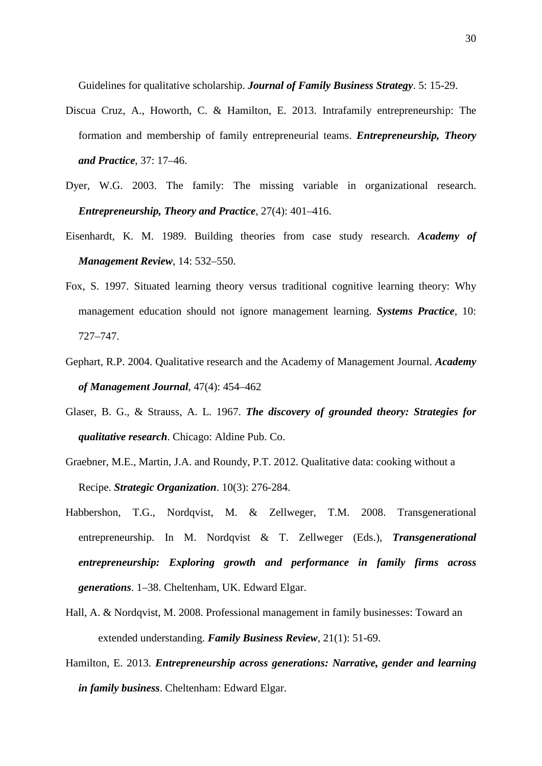Guidelines for qualitative scholarship. ***Journal of Family Business Strategy***. 5: 15-29.

Discua Cruz, A., Howorth, C. & Hamilton, E. 2013. Intrafamily entrepreneurship: The formation and membership of family entrepreneurial teams. ***Entrepreneurship, Theory and Practice***, 37: 17–46.

Dyer, W.G. 2003. The family: The missing variable in organizational research. ***Entrepreneurship, Theory and Practice***, 27(4): 401–416.

Eisenhardt, K. M. 1989. Building theories from case study research. ***Academy of Management Review***, 14: 532–550.

Fox, S. 1997. Situated learning theory versus traditional cognitive learning theory: Why management education should not ignore management learning. ***Systems Practice***, 10: 727–747.

Gephart, R.P. 2004. Qualitative research and the Academy of Management Journal. ***Academy of Management Journal***, 47(4): 454–462

Glaser, B. G., & Strauss, A. L. 1967. ***The discovery of grounded theory: Strategies for qualitative research***. Chicago: Aldine Pub. Co.

Graebner, M.E., Martin, J.A. and Roundy, P.T. 2012. Qualitative data: cooking without a Recipe. ***Strategic Organization***. 10(3): 276-284.

Habbershon, T.G., Nordqvist, M. & Zellweger, T.M. 2008. Transgenerational entrepreneurship. In M. Nordqvist & T. Zellweger (Eds.), ***Transgenerational entrepreneurship: Exploring growth and performance in family firms across generations***. 1–38. Cheltenham, UK. Edward Elgar.

Hall, A. & Nordqvist, M. 2008. Professional management in family businesses: Toward an extended understanding. ***Family Business Review***, 21(1): 51-69.

Hamilton, E. 2013. ***Entrepreneurship across generations: Narrative, gender and learning in family business***. Cheltenham: Edward Elgar.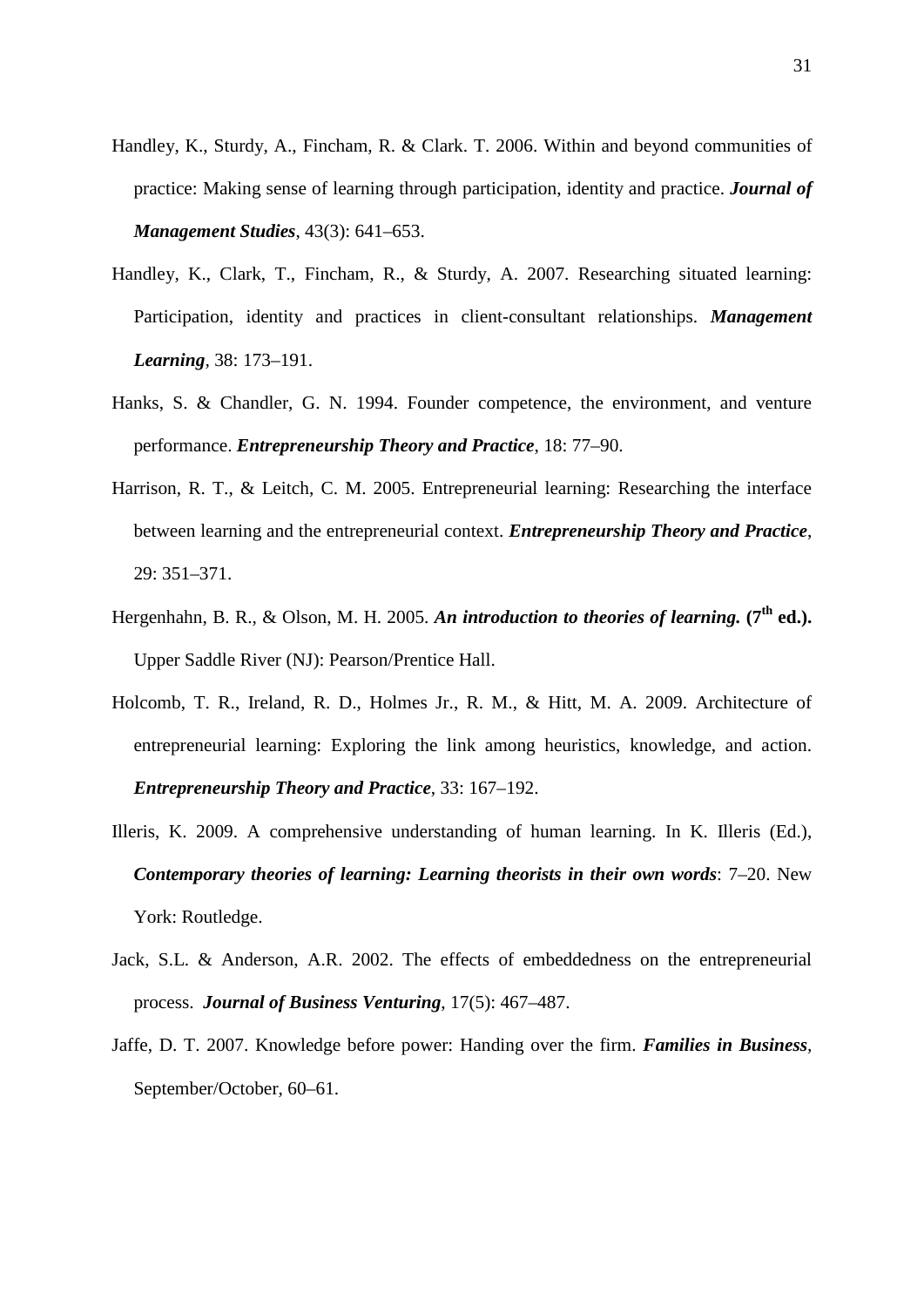Handley, K., Sturdy, A., Fincham, R. & Clark. T. 2006. Within and beyond communities of practice: Making sense of learning through participation, identity and practice. ***Journal of Management Studies***, 43(3): 641–653.

Handley, K., Clark, T., Fincham, R., & Sturdy, A. 2007. Researching situated learning: Participation, identity and practices in client-consultant relationships. ***Management Learning***, 38: 173–191.

Hanks, S. & Chandler, G. N. 1994. Founder competence, the environment, and venture performance. ***Entrepreneurship Theory and Practice***, 18: 77–90.

Harrison, R. T., & Leitch, C. M. 2005. Entrepreneurial learning: Researching the interface between learning and the entrepreneurial context. ***Entrepreneurship Theory and Practice***, 29: 351–371.

Hergenhahn, B. R., & Olson, M. H. 2005. ***An introduction to theories of learning.* (7th ed.).** Upper Saddle River (NJ): Pearson/Prentice Hall.

Holcomb, T. R., Ireland, R. D., Holmes Jr., R. M., & Hitt, M. A. 2009. Architecture of entrepreneurial learning: Exploring the link among heuristics, knowledge, and action. ***Entrepreneurship Theory and Practice***, 33: 167–192.

Illeris, K. 2009. A comprehensive understanding of human learning. In K. Illeris (Ed.), ***Contemporary theories of learning: Learning theorists in their own words***: 7–20. New York: Routledge.

Jack, S.L. & Anderson, A.R. 2002. The effects of embeddedness on the entrepreneurial process. ***Journal of Business Venturing***, 17(5): 467–487.

Jaffe, D. T. 2007. Knowledge before power: Handing over the firm. ***Families in Business***, September/October, 60–61.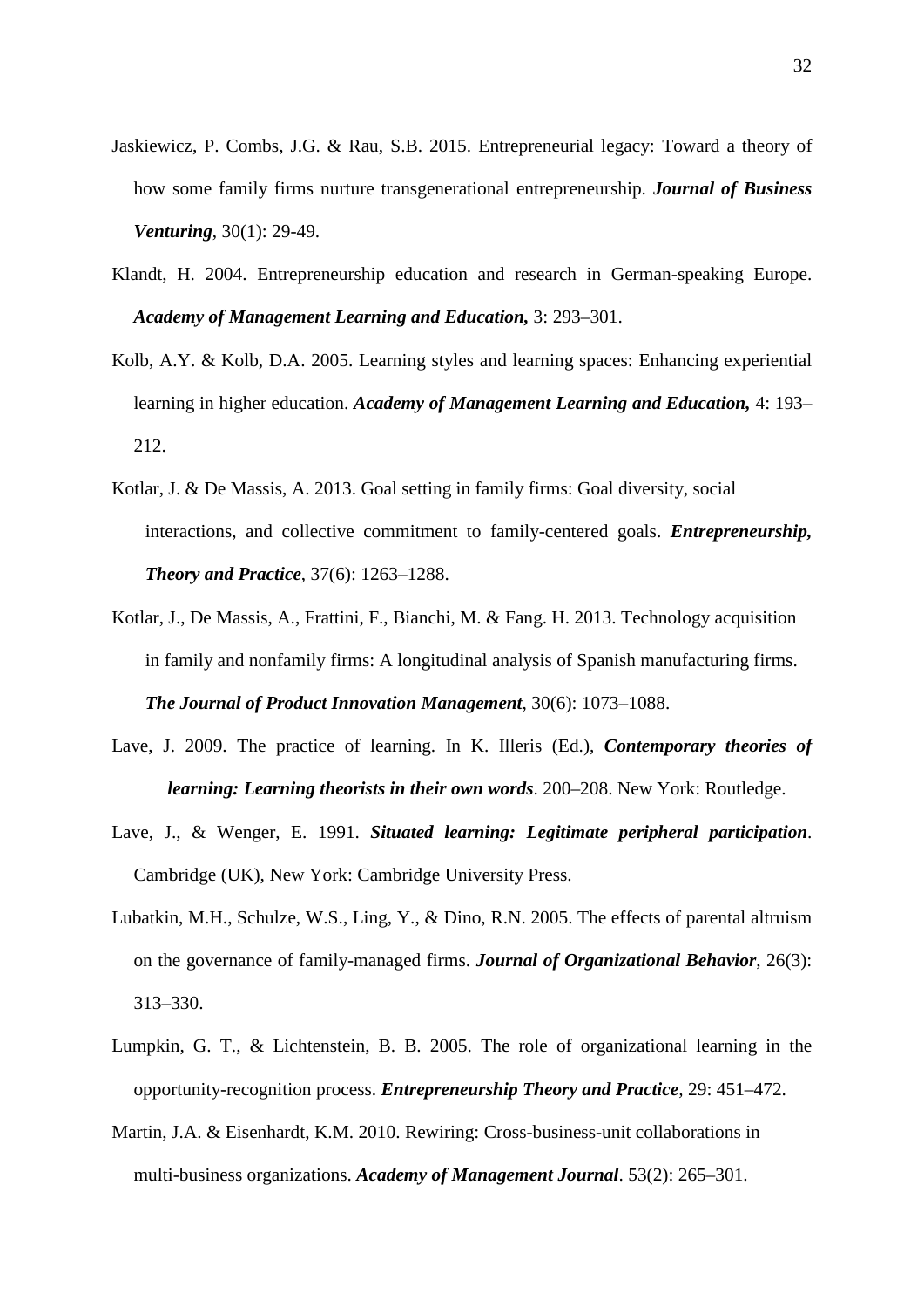Jaskiewicz, P. Combs, J.G. & Rau, S.B. 2015. Entrepreneurial legacy: Toward a theory of how some family firms nurture transgenerational entrepreneurship. ***Journal of Business Venturing***, 30(1): 29-49.

Klandt, H. 2004. Entrepreneurship education and research in German-speaking Europe. ***Academy of Management Learning and Education,*** 3: 293–301.

Kolb, A.Y. & Kolb, D.A. 2005. Learning styles and learning spaces: Enhancing experiential learning in higher education. ***Academy of Management Learning and Education,*** 4: 193–212.

Kotlar, J. & De Massis, A. 2013. Goal setting in family firms: Goal diversity, social interactions, and collective commitment to family-centered goals. ***Entrepreneurship, Theory and Practice***, 37(6): 1263–1288.

Kotlar, J., De Massis, A., Frattini, F., Bianchi, M. & Fang. H. 2013. Technology acquisition in family and nonfamily firms: A longitudinal analysis of Spanish manufacturing firms. ***The Journal of Product Innovation Management***, 30(6): 1073–1088.

Lave, J. 2009. The practice of learning. In K. Illeris (Ed.), ***Contemporary theories of learning: Learning theorists in their own words***. 200–208. New York: Routledge.

Lave, J., & Wenger, E. 1991. ***Situated learning: Legitimate peripheral participation***. Cambridge (UK), New York: Cambridge University Press.

Lubatkin, M.H., Schulze, W.S., Ling, Y., & Dino, R.N. 2005. The effects of parental altruism on the governance of family-managed firms. ***Journal of Organizational Behavior***, 26(3): 313–330.

Lumpkin, G. T., & Lichtenstein, B. B. 2005. The role of organizational learning in the opportunity-recognition process. ***Entrepreneurship Theory and Practice***, 29: 451–472.

Martin, J.A. & Eisenhardt, K.M. 2010. Rewiring: Cross-business-unit collaborations in multi-business organizations. ***Academy of Management Journal***. 53(2): 265–301.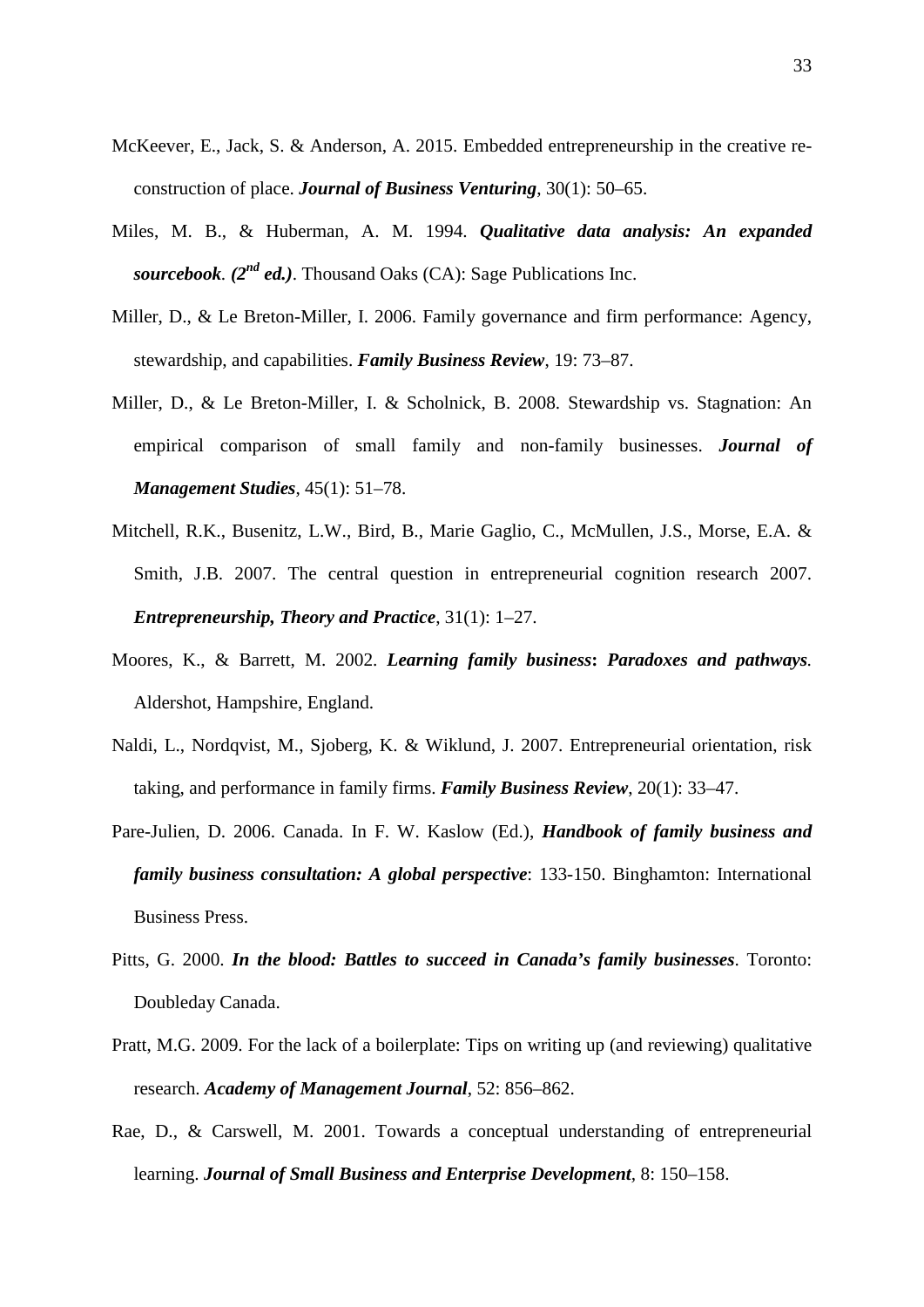McKeever, E., Jack, S. & Anderson, A. 2015. Embedded entrepreneurship in the creative re-construction of place. ***Journal of Business Venturing***, 30(1): 50–65.

Miles, M. B., & Huberman, A. M. 1994. ***Qualitative data analysis: An expanded sourcebook***. ***($2^{nd}$ ed.)***. Thousand Oaks (CA): Sage Publications Inc.

Miller, D., & Le Breton-Miller, I. 2006. Family governance and firm performance: Agency, stewardship, and capabilities. ***Family Business Review***, 19: 73–87.

Miller, D., & Le Breton-Miller, I. & Scholnick, B. 2008. Stewardship vs. Stagnation: An empirical comparison of small family and non-family businesses. ***Journal of Management Studies***, 45(1): 51–78.

Mitchell, R.K., Busenitz, L.W., Bird, B., Marie Gaglio, C., McMullen, J.S., Morse, E.A. & Smith, J.B. 2007. The central question in entrepreneurial cognition research 2007. ***Entrepreneurship, Theory and Practice***, 31(1): 1–27.

Moores, K., & Barrett, M. 2002. ***Learning family business: Paradoxes and pathways***. Aldershot, Hampshire, England.

Naldi, L., Nordqvist, M., Sjoberg, K. & Wiklund, J. 2007. Entrepreneurial orientation, risk taking, and performance in family firms. ***Family Business Review***, 20(1): 33–47.

Pare-Julien, D. 2006. Canada. In F. W. Kaslow (Ed.), ***Handbook of family business and family business consultation: A global perspective***: 133-150. Binghamton: International Business Press.

Pitts, G. 2000. ***In the blood: Battles to succeed in Canada's family businesses***. Toronto: Doubleday Canada.

Pratt, M.G. 2009. For the lack of a boilerplate: Tips on writing up (and reviewing) qualitative research. ***Academy of Management Journal***, 52: 856–862.

Rae, D., & Carswell, M. 2001. Towards a conceptual understanding of entrepreneurial learning. ***Journal of Small Business and Enterprise Development***, 8: 150–158.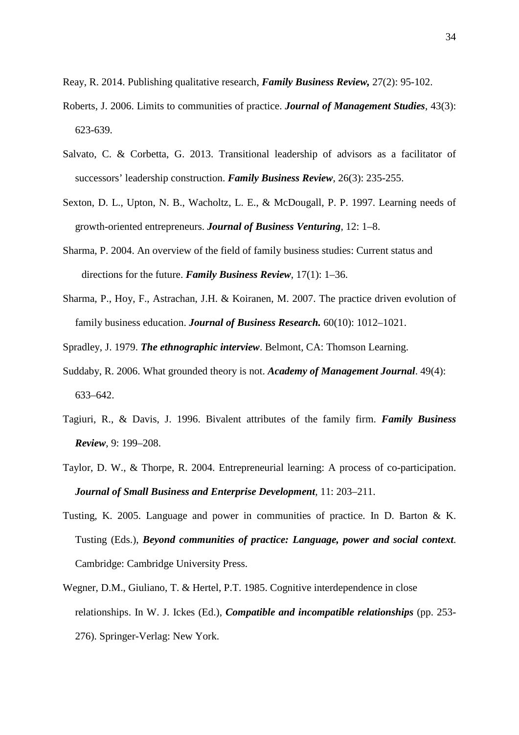Reay, R. 2014. Publishing qualitative research, ***Family Business Review,*** 27(2): 95-102.

Roberts, J. 2006. Limits to communities of practice. ***Journal of Management Studies***, 43(3): 623-639.

Salvato, C. & Corbetta, G. 2013. Transitional leadership of advisors as a facilitator of successors' leadership construction. ***Family Business Review***, 26(3): 235-255.

Sexton, D. L., Upton, N. B., Wacholtz, L. E., & McDougall, P. P. 1997. Learning needs of growth-oriented entrepreneurs. ***Journal of Business Venturing***, 12: 1–8.

Sharma, P. 2004. An overview of the field of family business studies: Current status and directions for the future. ***Family Business Review***, 17(1): 1–36.

Sharma, P., Hoy, F., Astrachan, J.H. & Koiranen, M. 2007. The practice driven evolution of family business education. ***Journal of Business Research.*** 60(10): 1012–1021.

Spradley, J. 1979. ***The ethnographic interview***. Belmont, CA: Thomson Learning.

Suddaby, R. 2006. What grounded theory is not. ***Academy of Management Journal***. 49(4): 633–642.

Tagiuri, R., & Davis, J. 1996. Bivalent attributes of the family firm. ***Family Business Review***, 9: 199–208.

Taylor, D. W., & Thorpe, R. 2004. Entrepreneurial learning: A process of co-participation. ***Journal of Small Business and Enterprise Development***, 11: 203–211.

Tusting, K. 2005. Language and power in communities of practice. In D. Barton & K. Tusting (Eds.), ***Beyond communities of practice: Language, power and social context***. Cambridge: Cambridge University Press.

Wegner, D.M., Giuliano, T. & Hertel, P.T. 1985. Cognitive interdependence in close relationships. In W. J. Ickes (Ed.), ***Compatible and incompatible relationships*** (pp. 253-276). Springer-Verlag: New York.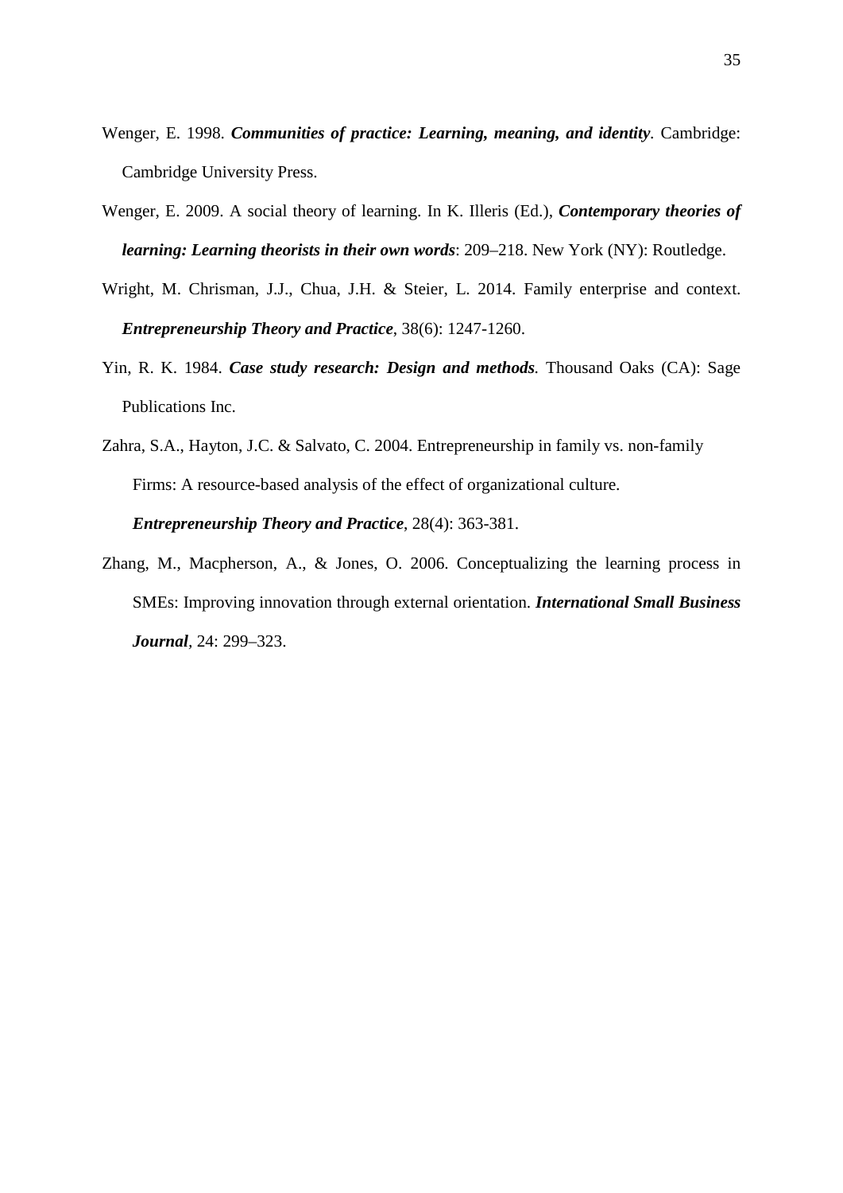Wenger, E. 1998. ***Communities of practice: Learning, meaning, and identity***. Cambridge: Cambridge University Press.

Wenger, E. 2009. A social theory of learning. In K. Illeris (Ed.), ***Contemporary theories of learning: Learning theorists in their own words***: 209–218. New York (NY): Routledge.

Wright, M. Chrisman, J.J., Chua, J.H. & Steier, L. 2014. Family enterprise and context. ***Entrepreneurship Theory and Practice***, 38(6): 1247-1260.

Yin, R. K. 1984. ***Case study research: Design and methods***. Thousand Oaks (CA): Sage Publications Inc.

Zahra, S.A., Hayton, J.C. & Salvato, C. 2004. Entrepreneurship in family vs. non-family Firms: A resource-based analysis of the effect of organizational culture. ***Entrepreneurship Theory and Practice***, 28(4): 363-381.

Zhang, M., Macpherson, A., & Jones, O. 2006. Conceptualizing the learning process in SMEs: Improving innovation through external orientation. ***International Small Business Journal***, 24: 299–323.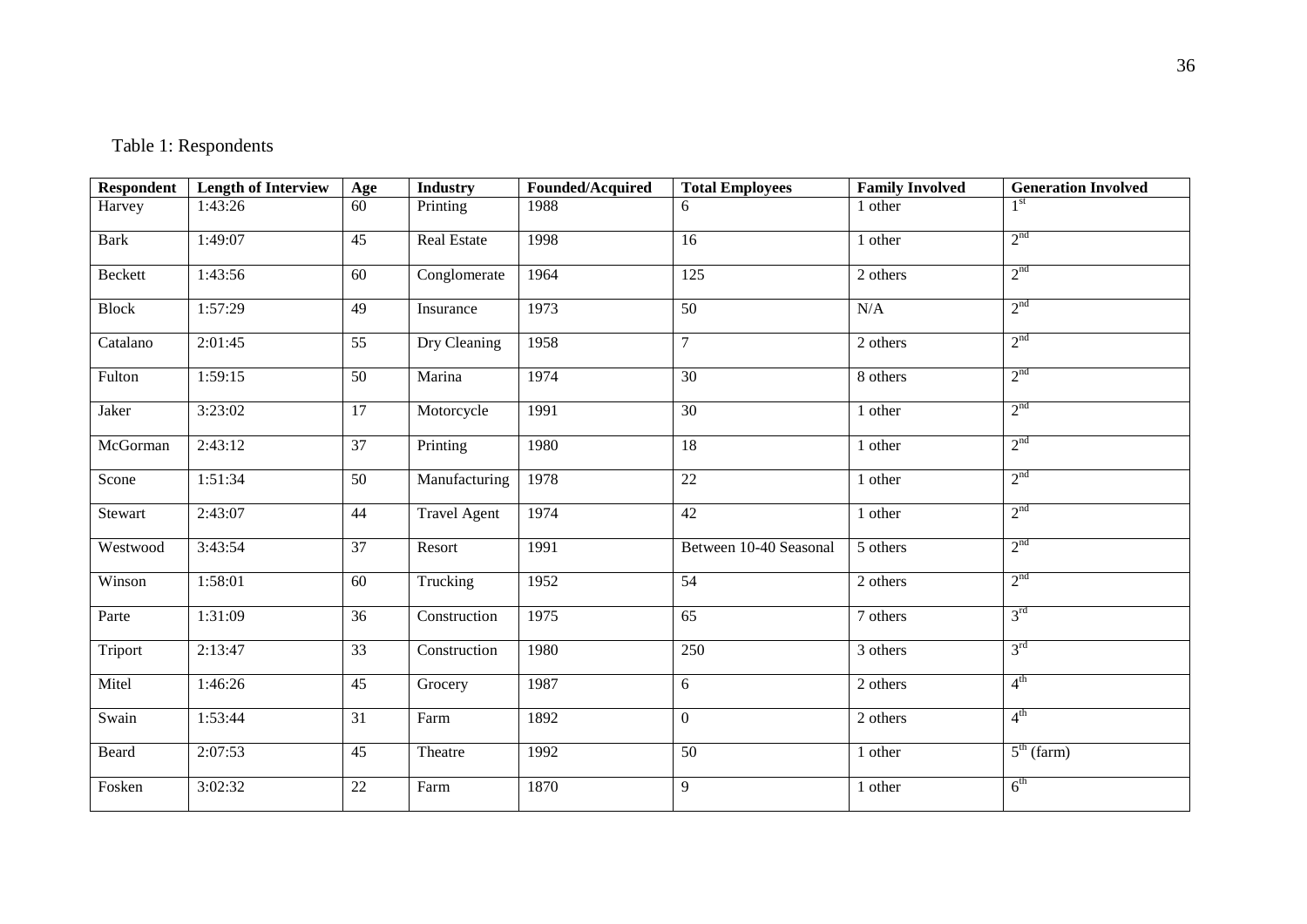Table 1: Respondents

| Respondent | Length of Interview | Age | Industry | Founded/Acquired | Total Employees | Family Involved | Generation Involved |
|---|---|---|---|---|---|---|---|
| Harvey | 1:43:26 | 60 | Printing | 1988 | 6 | 1 other | 1st |
| Bark | 1:49:07 | 45 | Real Estate | 1998 | 16 | 1 other | 2nd |
| Beckett | 1:43:56 | 60 | Conglomerate | 1964 | 125 | 2 others | 2nd |
| Block | 1:57:29 | 49 | Insurance | 1973 | 50 | N/A | 2nd |
| Catalano | 2:01:45 | 55 | Dry Cleaning | 1958 | 7 | 2 others | 2nd |
| Fulton | 1:59:15 | 50 | Marina | 1974 | 30 | 8 others | 2nd |
| Jaker | 3:23:02 | 17 | Motorcycle | 1991 | 30 | 1 other | 2nd |
| McGorman | 2:43:12 | 37 | Printing | 1980 | 18 | 1 other | 2nd |
| Scone | 1:51:34 | 50 | Manufacturing | 1978 | 22 | 1 other | 2nd |
| Stewart | 2:43:07 | 44 | Travel Agent | 1974 | 42 | 1 other | 2nd |
| Westwood | 3:43:54 | 37 | Resort | 1991 | Between 10-40 Seasonal | 5 others | 2nd |
| Winson | 1:58:01 | 60 | Trucking | 1952 | 54 | 2 others | 2nd |
| Parte | 1:31:09 | 36 | Construction | 1975 | 65 | 7 others | 3rd |
| Triport | 2:13:47 | 33 | Construction | 1980 | 250 | 3 others | 3rd |
| Mitel | 1:46:26 | 45 | Grocery | 1987 | 6 | 2 others | 4th |
| Swain | 1:53:44 | 31 | Farm | 1892 | 0 | 2 others | 4th |
| Beard | 2:07:53 | 45 | Theatre | 1992 | 50 | 1 other | 5th (farm) |
| Fosken | 3:02:32 | 22 | Farm | 1870 | 9 | 1 other | 6th |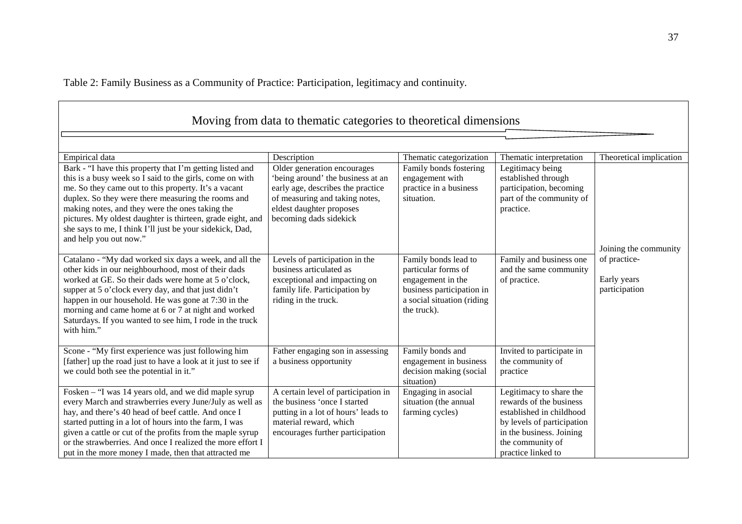Table 2: Family Business as a Community of Practice: Participation, legitimacy and continuity.

Moving from data to thematic categories to theoretical dimensions

| Empirical data | Description | Thematic categorization | Thematic interpretation | Theoretical implication |
|---|---|---|---|---|
| Bark - "I have this property that I'm getting listed and this is a busy week so I said to the girls, come on with me. So they came out to this property. It's a vacant duplex. So they were there measuring the rooms and making notes, and they were the ones taking the pictures. My oldest daughter is thirteen, grade eight, and she says to me, I think I'll just be your sidekick, Dad, and help you out now." | Older generation encourages 'being around' the business at an early age, describes the practice of measuring and taking notes, eldest daughter proposes becoming dads sidekick | Family bonds fostering engagement with practice in a business situation. | Legitimacy being established through participation, becoming part of the community of practice. | Joining the community of practice- Early years participation |
| Catalano - "My dad worked six days a week, and all the other kids in our neighbourhood, most of their dads worked at GE. So their dads were home at 5 o'clock, supper at 5 o'clock every day, and that just didn't happen in our household. He was gone at 7:30 in the morning and came home at 6 or 7 at night and worked Saturdays. If you wanted to see him, I rode in the truck with him." | Levels of participation in the business articulated as exceptional and impacting on family life. Participation by riding in the truck. | Family bonds lead to particular forms of engagement in the business participation in a social situation (riding the truck). | Family and business one and the same community of practice. | |
| Scone - "My first experience was just following him [father] up the road just to have a look at it just to see if we could both see the potential in it." | Father engaging son in assessing a business opportunity | Family bonds and engagement in business decision making (social situation) | Invited to participate in the community of practice | |
| Fosken – "I was 14 years old, and we did maple syrup every March and strawberries every June/July as well as hay, and there's 40 head of beef cattle. And once I started putting in a lot of hours into the farm, I was given a cattle or cut of the profits from the maple syrup or the strawberries. And once I realized the more effort I put in the more money I made, then that attracted me | A certain level of participation in the business 'once I started putting in a lot of hours' leads to material reward, which encourages further participation | Engaging in asocial situation (the annual farming cycles) | Legitimacy to share the rewards of the business established in childhood by levels of participation in the business. Joining the community of practice linked to | |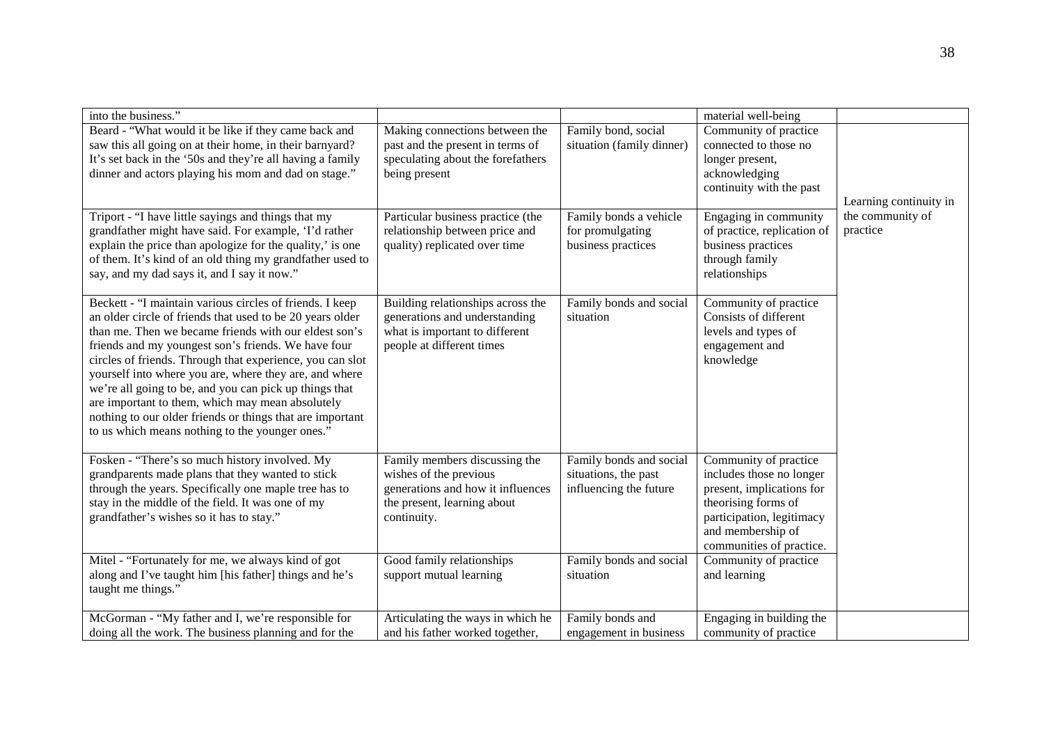| | | | | |
|---|---|---|---|---|
| into the business." | | | material well-being | |
| Beard - "What would it be like if they came back and saw this all going on at their home, in their barnyard? It's set back in the '50s and they're all having a family dinner and actors playing his mom and dad on stage." | Making connections between the past and the present in terms of speculating about the forefathers being present | Family bond, social situation (family dinner) | Community of practice connected to those no longer present, acknowledging continuity with the past | Learning continuity in the community of practice |
| Triport - "I have little sayings and things that my grandfather might have said. For example, 'I'd rather explain the price than apologize for the quality,' is one of them. It's kind of an old thing my grandfather used to say, and my dad says it, and I say it now." | Particular business practice (the relationship between price and quality) replicated over time | Family bonds a vehicle for promulgating business practices | Engaging in community of practice, replication of business practices through family relationships | |
| Beckett - "I maintain various circles of friends. I keep an older circle of friends that used to be 20 years older than me. Then we became friends with our eldest son's friends and my youngest son's friends. We have four circles of friends. Through that experience, you can slot yourself into where you are, where they are, and where we're all going to be, and you can pick up things that are important to them, which may mean absolutely nothing to our older friends or things that are important to us which means nothing to the younger ones." | Building relationships across the generations and understanding what is important to different people at different times | Family bonds and social situation | Community of practice Consists of different levels and types of engagement and knowledge | |
| Fosken - "There's so much history involved. My grandparents made plans that they wanted to stick through the years. Specifically one maple tree has to stay in the middle of the field. It was one of my grandfather's wishes so it has to stay." | Family members discussing the wishes of the previous generations and how it influences the present, learning about continuity. | Family bonds and social situations, the past influencing the future | Community of practice includes those no longer present, implications for theorising forms of participation, legitimacy and membership of communities of practice. | |
| Mitel - "Fortunately for me, we always kind of got along and I've taught him [his father] things and he's taught me things." | Good family relationships support mutual learning | Family bonds and social situation | Community of practice and learning | |
| McGorman - "My father and I, we're responsible for doing all the work. The business planning and for the | Articulating the ways in which he and his father worked together, | Family bonds and engagement in business | Engaging in building the community of practice | |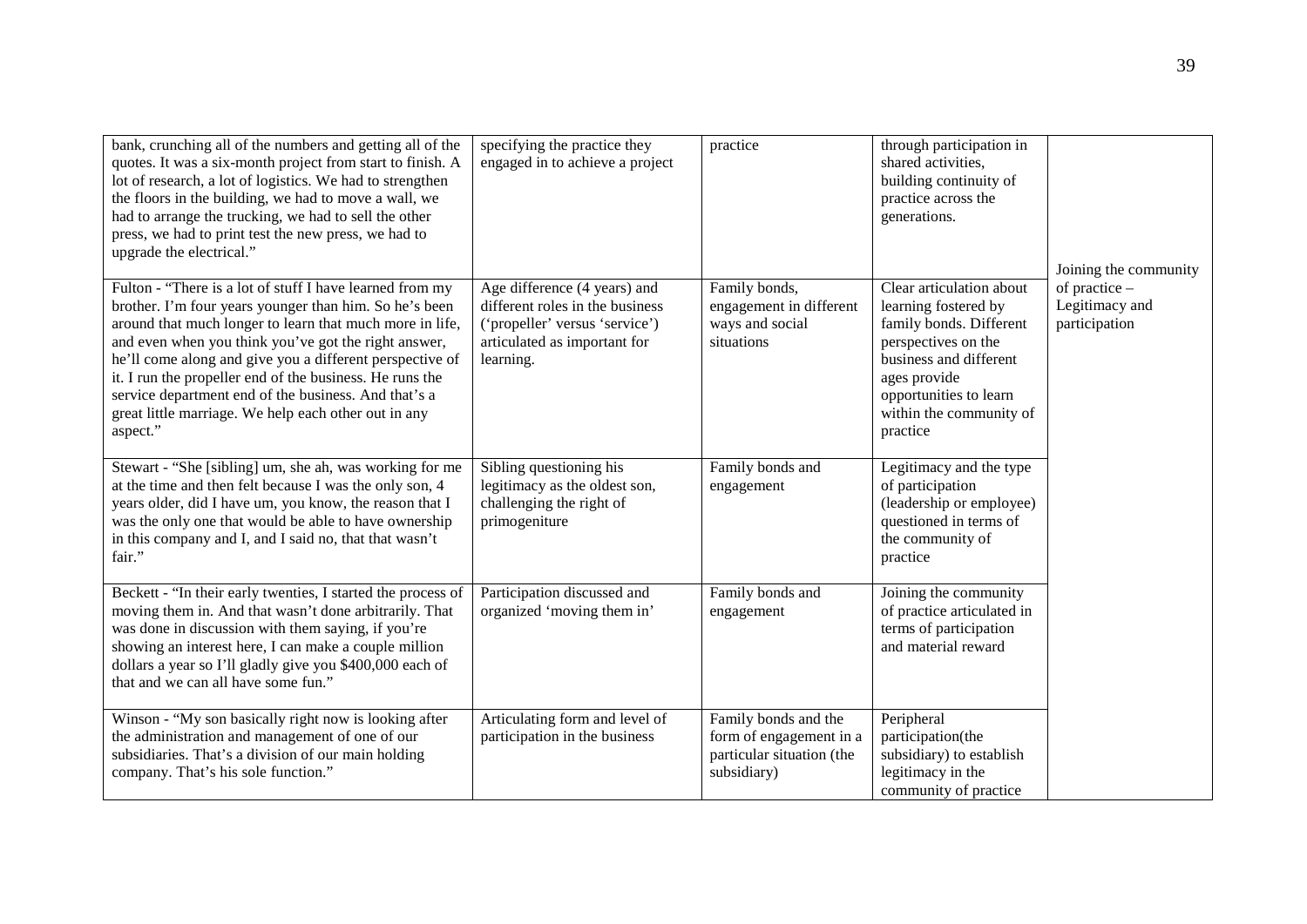| | | | | |
|---|---|---|---|---|
| bank, crunching all of the numbers and getting all of the quotes. It was a six-month project from start to finish. A lot of research, a lot of logistics. We had to strengthen the floors in the building, we had to move a wall, we had to arrange the trucking, we had to sell the other press, we had to print test the new press, we had to upgrade the electrical." | specifying the practice they engaged in to achieve a project | practice | through participation in shared activities, building continuity of practice across the generations. | Joining the community of practice – Legitimacy and participation |
| Fulton - "There is a lot of stuff I have learned from my brother. I'm four years younger than him. So he's been around that much longer to learn that much more in life, and even when you think you've got the right answer, he'll come along and give you a different perspective of it. I run the propeller end of the business. He runs the service department end of the business. And that's a great little marriage. We help each other out in any aspect." | Age difference (4 years) and different roles in the business ('propeller' versus 'service') articulated as important for learning. | Family bonds, engagement in different ways and social situations | Clear articulation about learning fostered by family bonds. Different perspectives on the business and different ages provide opportunities to learn within the community of practice | |
| Stewart - "She [sibling] um, she ah, was working for me at the time and then felt because I was the only son, 4 years older, did I have um, you know, the reason that I was the only one that would be able to have ownership in this company and I, and I said no, that that wasn't fair." | Sibling questioning his legitimacy as the oldest son, challenging the right of primogeniture | Family bonds and engagement | Legitimacy and the type of participation (leadership or employee) questioned in terms of the community of practice | |
| Beckett - "In their early twenties, I started the process of moving them in. And that wasn't done arbitrarily. That was done in discussion with them saying, if you're showing an interest here, I can make a couple million dollars a year so I'll gladly give you $400,000 each of that and we can all have some fun." | Participation discussed and organized 'moving them in' | Family bonds and engagement | Joining the community of practice articulated in terms of participation and material reward | |
| Winson - "My son basically right now is looking after the administration and management of one of our subsidiaries. That's a division of our main holding company. That's his sole function." | Articulating form and level of participation in the business | Family bonds and the form of engagement in a particular situation (the subsidiary) | Peripheral participation(the subsidiary) to establish legitimacy in the community of practice | |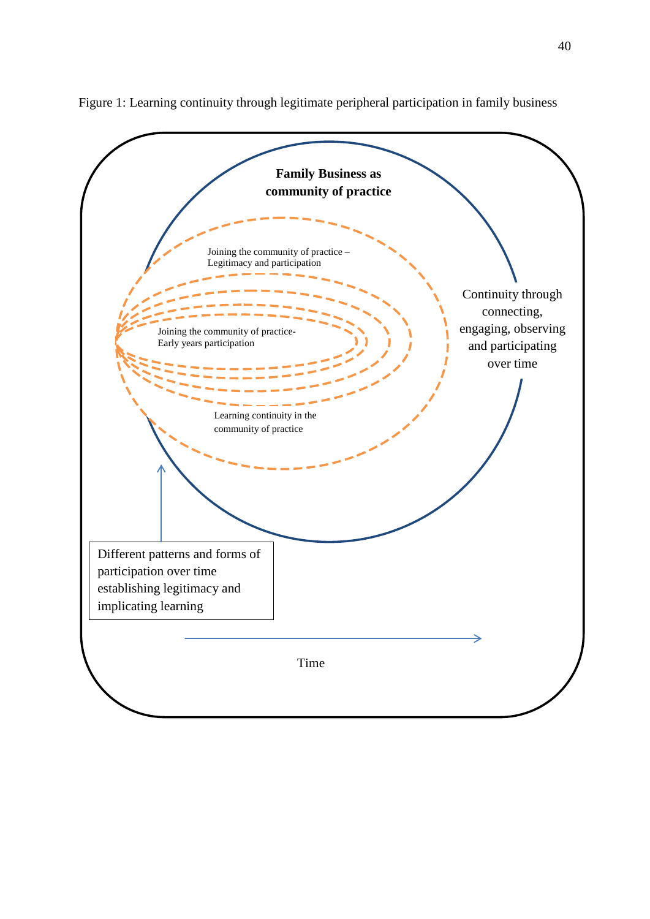Figure 1: Learning continuity through legitimate peripheral participation in family business

**Family Business as community of practice**

Joining the community of practice – Legitimacy and participation

Joining the community of practice- Early years participation

Learning continuity in the community of practice

Continuity through connecting, engaging, observing and participating over time

Different patterns and forms of participation over time establishing legitimacy and implicating learning

Time